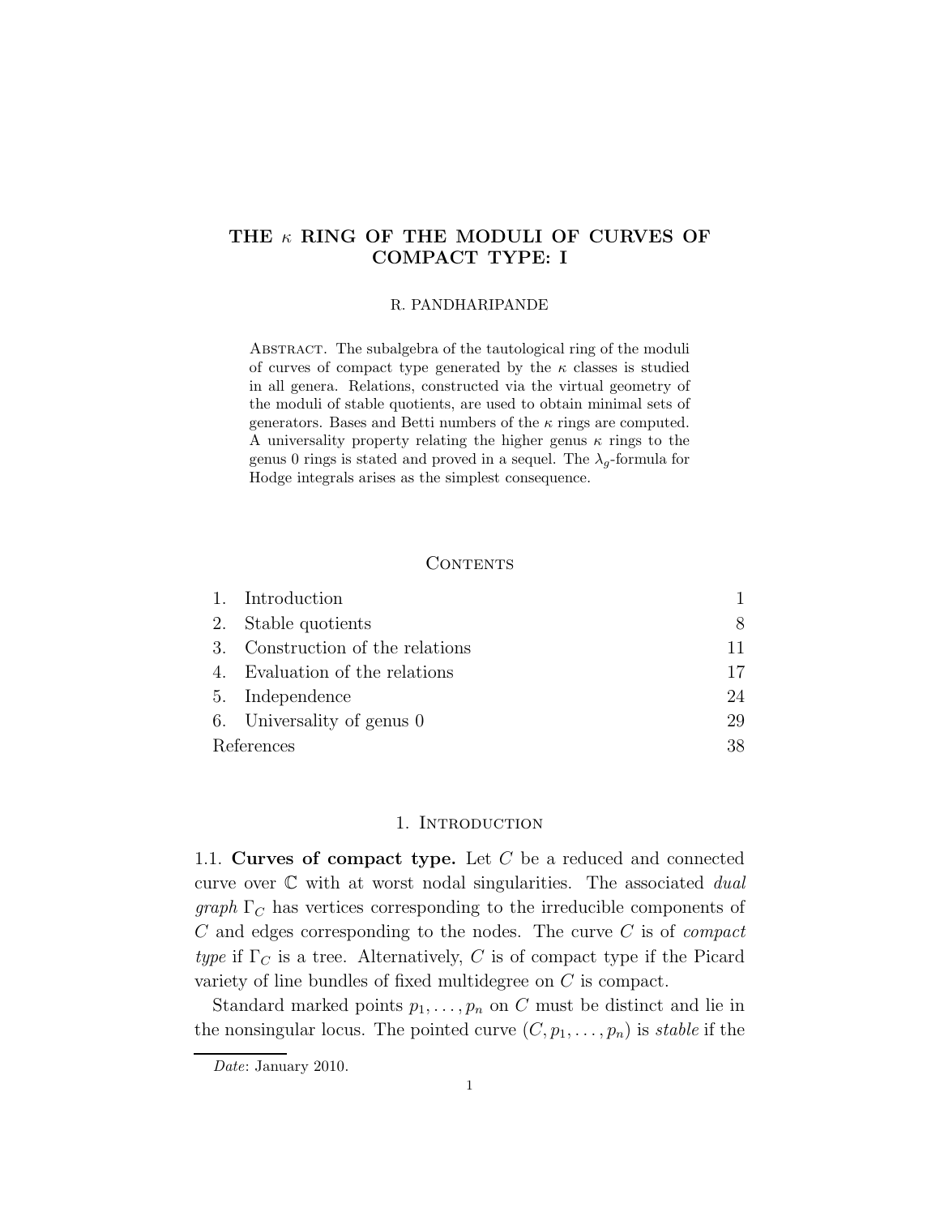# THE $\kappa$ RING OF THE MODULI OF CURVES OF COMPACT TYPE: I

R. PANDHARIPANDE

Abstract. The subalgebra of the tautological ring of the moduli of curves of compact type generated by the $\kappa$ classes is studied in all genera. Relations, constructed via the virtual geometry of the moduli of stable quotients, are used to obtain minimal sets of generators. Bases and Betti numbers of the $\kappa$ rings are computed. A universality property relating the higher genus $\kappa$ rings to the genus 0 rings is stated and proved in a sequel. The $\lambda_g$-formula for Hodge integrals arises as the simplest consequence.

## Contents

| | | |
|---|---|---|
| 1. | Introduction | 1 |
| 2. | Stable quotients | 8 |
| 3. | Construction of the relations | 11 |
| 4. | Evaluation of the relations | 17 |
| 5. | Independence | 24 |
| 6. | Universality of genus 0 | 29 |
| | References | 38 |

## 1. Introduction

1.1. **Curves of compact type.** Let $C$ be a reduced and connected curve over $\mathbb{C}$ with at worst nodal singularities. The associated *dual graph* $\Gamma_C$ has vertices corresponding to the irreducible components of $C$ and edges corresponding to the nodes. The curve $C$ is of *compact type* if $\Gamma_C$ is a tree. Alternatively, $C$ is of compact type if the Picard variety of line bundles of fixed multidegree on $C$ is compact.

Standard marked points $p_1, \ldots, p_n$ on $C$ must be distinct and lie in the nonsingular locus. The pointed curve $(C, p_1, \ldots, p_n)$ is *stable* if the

*Date*: January 2010.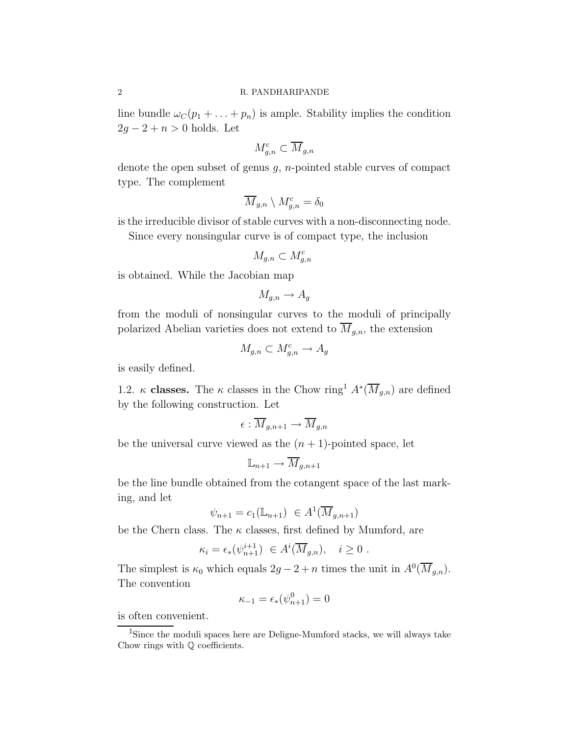line bundle $\omega_C(p_1 + \ldots + p_n)$ is ample. Stability implies the condition $2g - 2 + n > 0$ holds. Let

$$M^c_{g,n} \subset \overline{M}_{g,n}$$

denote the open subset of genus $g$, $n$-pointed stable curves of compact type. The complement

$$\overline{M}_{g,n} \setminus M^c_{g,n} = \delta_0$$

is the irreducible divisor of stable curves with a non-disconnecting node.

Since every nonsingular curve is of compact type, the inclusion

$$M_{g,n} \subset M^c_{g,n}$$

is obtained. While the Jacobian map

$$M_{g,n} \to A_g$$

from the moduli of nonsingular curves to the moduli of principally polarized Abelian varieties does not extend to $\overline{M}_{g,n}$, the extension

$$M_{g,n} \subset M^c_{g,n} \to A_g$$

is easily defined.

1.2. **$\kappa$ classes.** The $\kappa$ classes in the Chow ring[1] $A^*(\overline{M}_{g,n})$ are defined by the following construction. Let

$$\epsilon : \overline{M}_{g,n+1} \to \overline{M}_{g,n}$$

be the universal curve viewed as the $(n+1)$-pointed space, let

$$\mathbb{L}_{n+1} \to \overline{M}_{g,n+1}$$

be the line bundle obtained from the cotangent space of the last marking, and let

$$\psi_{n+1} = c_1(\mathbb{L}_{n+1}) \ \in A^1(\overline{M}_{g,n+1})$$

be the Chern class. The $\kappa$ classes, first defined by Mumford, are

$$\kappa_i = \epsilon_*(\psi_{n+1}^{i+1}) \ \in A^i(\overline{M}_{g,n}), \quad i \geq 0 \ .$$

The simplest is $\kappa_0$ which equals $2g-2+n$ times the unit in $A^0(\overline{M}_{g,n})$. The convention

$$\kappa_{-1} = \epsilon_*(\psi_{n+1}^0) = 0$$

is often convenient.

[1] Since the moduli spaces here are Deligne-Mumford stacks, we will always take Chow rings with $\mathbb{Q}$ coefficients.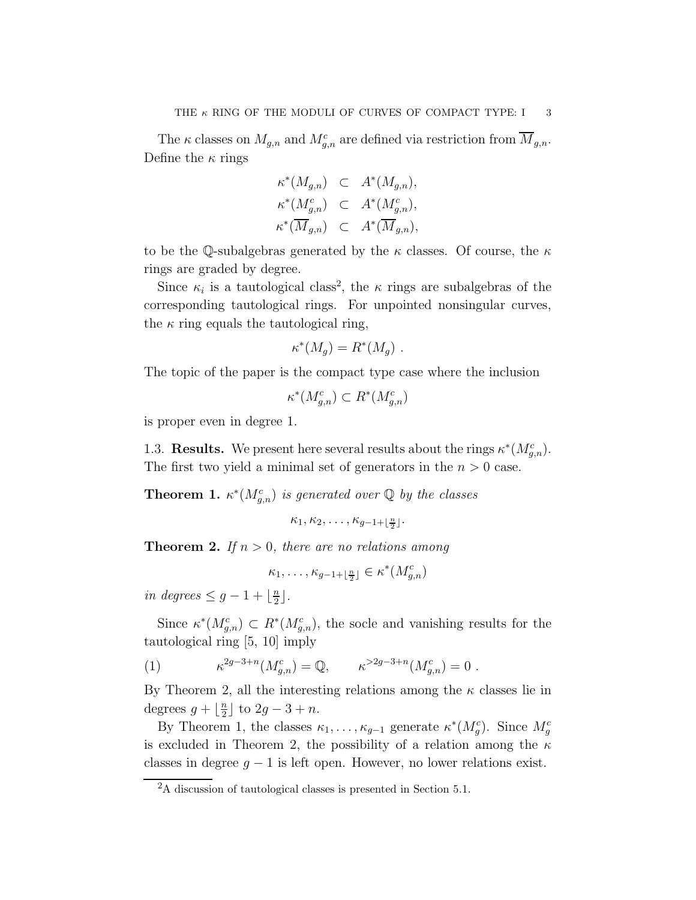The $\kappa$ classes on $M_{g,n}$ and $M^c_{g,n}$ are defined via restriction from $\overline{M}_{g,n}$. Define the $\kappa$ rings

$$
\begin{aligned}
\kappa^*(M_{g,n}) &\subset A^*(M_{g,n}),\\
\kappa^*(M^c_{g,n}) &\subset A^*(M^c_{g,n}),\\
\kappa^*(\overline{M}_{g,n}) &\subset A^*(\overline{M}_{g,n}),
\end{aligned}
$$

to be the $\mathbb{Q}$-subalgebras generated by the $\kappa$ classes. Of course, the $\kappa$ rings are graded by degree.

Since $\kappa_i$ is a tautological class[2], the $\kappa$ rings are subalgebras of the corresponding tautological rings. For unpointed nonsingular curves, the $\kappa$ ring equals the tautological ring,

$$\kappa^*(M_g) = R^*(M_g)\ .$$

The topic of the paper is the compact type case where the inclusion

$$\kappa^*(M^c_{g,n}) \subset R^*(M^c_{g,n})$$

is proper even in degree 1.

1.3. **Results.** We present here several results about the rings $\kappa^*(M^c_{g,n})$. The first two yield a minimal set of generators in the $n > 0$ case.

**Theorem 1.** *$\kappa^*(M^c_{g,n})$ is generated over $\mathbb{Q}$ by the classes*

$$\kappa_1, \kappa_2, \ldots, \kappa_{g-1+\lfloor \frac{n}{2} \rfloor}.$$

**Theorem 2.** *If $n > 0$, there are no relations among*

$$\kappa_1, \ldots, \kappa_{g-1+\lfloor \frac{n}{2} \rfloor} \in \kappa^*(M^c_{g,n})$$

*in degrees $\leq g - 1 + \lfloor \frac{n}{2} \rfloor$.*

Since $\kappa^*(M^c_{g,n}) \subset R^*(M^c_{g,n})$, the socle and vanishing results for the tautological ring [5, 10] imply

$$\kappa^{2g-3+n}(M^c_{g,n}) = \mathbb{Q}, \qquad \kappa^{>2g-3+n}(M^c_{g,n}) = 0\ . \tag{1}$$

By Theorem 2, all the interesting relations among the $\kappa$ classes lie in degrees $g + \lfloor \frac{n}{2} \rfloor$ to $2g - 3 + n$.

By Theorem 1, the classes $\kappa_1, \ldots, \kappa_{g-1}$ generate $\kappa^*(M^c_g)$. Since $M^c_g$ is excluded in Theorem 2, the possibility of a relation among the $\kappa$ classes in degree $g - 1$ is left open. However, no lower relations exist.

---

[2] A discussion of tautological classes is presented in Section 5.1.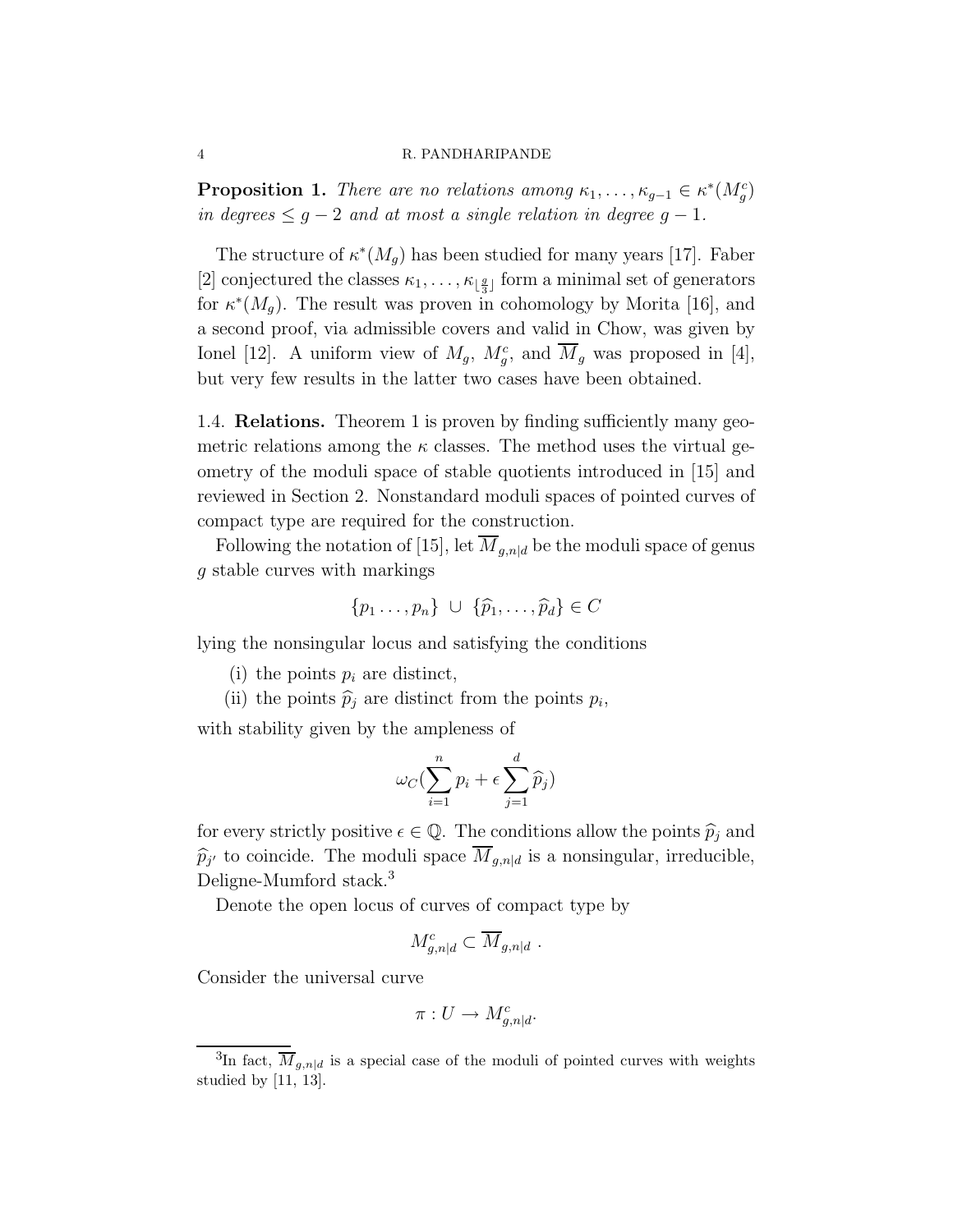**Proposition 1.** *There are no relations among $\kappa_1, \ldots, \kappa_{g-1} \in \kappa^*(M_g^c)$ in degrees $\leq g-2$ and at most a single relation in degree $g-1$.*

The structure of $\kappa^*(M_g)$ has been studied for many years [17]. Faber [2] conjectured the classes $\kappa_1, \ldots, \kappa_{\lfloor \frac{g}{3} \rfloor}$ form a minimal set of generators for $\kappa^*(M_g)$. The result was proven in cohomology by Morita [16], and a second proof, via admissible covers and valid in Chow, was given by Ionel [12]. A uniform view of $M_g$, $M_g^c$, and $\overline{M}_g$ was proposed in [4], but very few results in the latter two cases have been obtained.

1.4. **Relations.** Theorem 1 is proven by finding sufficiently many geometric relations among the $\kappa$ classes. The method uses the virtual geometry of the moduli space of stable quotients introduced in [15] and reviewed in Section 2. Nonstandard moduli spaces of pointed curves of compact type are required for the construction.

Following the notation of [15], let $\overline{M}_{g,n|d}$ be the moduli space of genus $g$ stable curves with markings

$$\{p_1 \ldots, p_n\} \ \cup \ \{\widehat{p}_1, \ldots, \widehat{p}_d\} \in C$$

lying the nonsingular locus and satisfying the conditions

(i) the points $p_i$ are distinct,

(ii) the points $\widehat{p}_j$ are distinct from the points $p_i$,

with stability given by the ampleness of

$$\omega_C(\sum_{i=1}^{n} p_i + \epsilon \sum_{j=1}^{d} \widehat{p}_j)$$

for every strictly positive $\epsilon \in \mathbb{Q}$. The conditions allow the points $\widehat{p}_j$ and $\widehat{p}_{j'}$ to coincide. The moduli space $\overline{M}_{g,n|d}$ is a nonsingular, irreducible, Deligne-Mumford stack.[3]

Denote the open locus of curves of compact type by

$$M^c_{g,n|d} \subset \overline{M}_{g,n|d} \ .$$

Consider the universal curve

$$\pi : U \to M^c_{g,n|d}.$$

[3]In fact, $\overline{M}_{g,n|d}$ is a special case of the moduli of pointed curves with weights studied by [11, 13].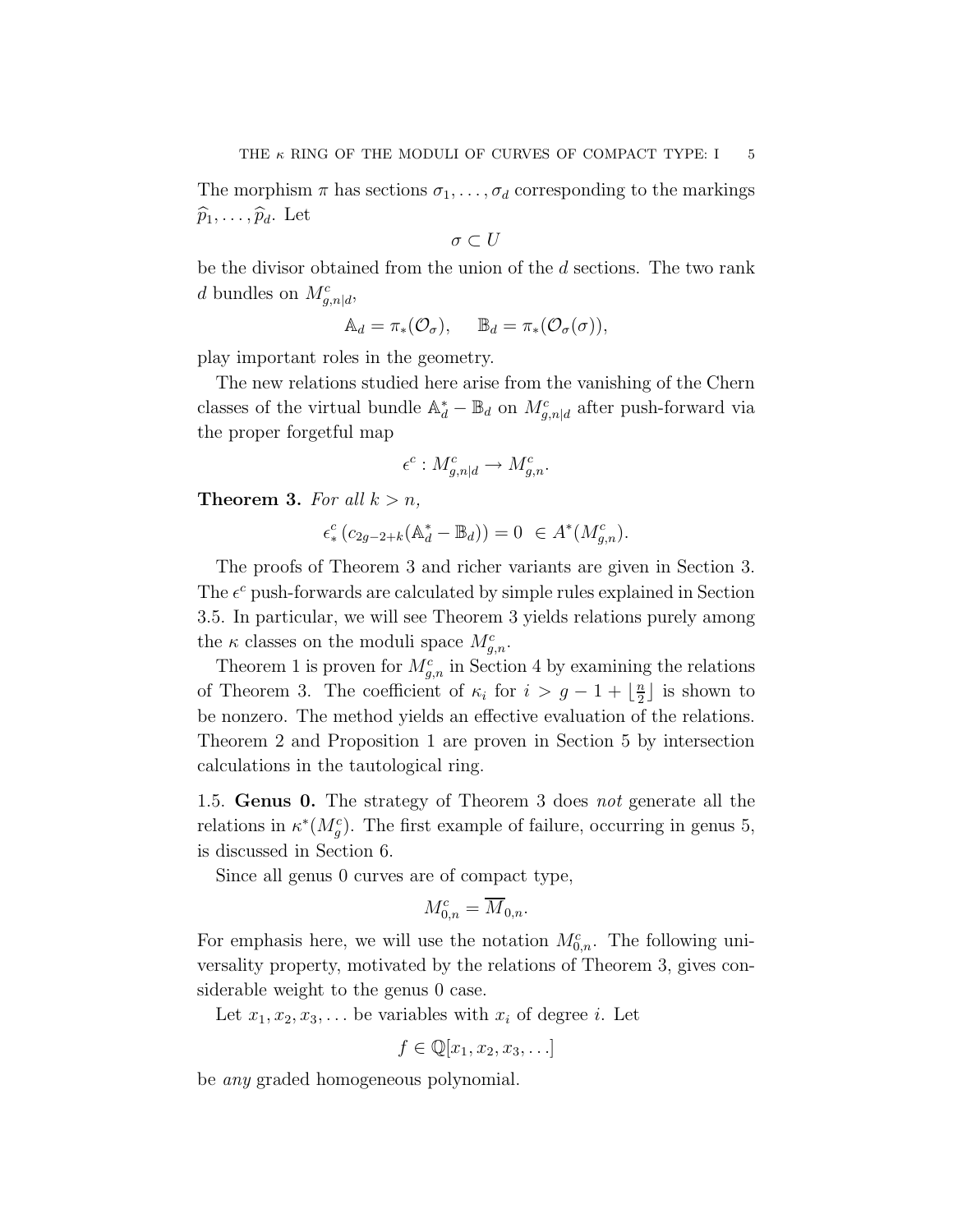The morphism $\pi$ has sections $\sigma_1, \ldots, \sigma_d$ corresponding to the markings $\widehat{p}_1, \ldots, \widehat{p}_d$. Let

$$\sigma \subset U$$

be the divisor obtained from the union of the $d$ sections. The two rank $d$ bundles on $M^c_{g,n|d}$,

$$\mathbb{A}_d = \pi_*(\mathcal{O}_\sigma), \qquad \mathbb{B}_d = \pi_*(\mathcal{O}_\sigma(\sigma)),$$

play important roles in the geometry.

The new relations studied here arise from the vanishing of the Chern classes of the virtual bundle $\mathbb{A}_d^* - \mathbb{B}_d$ on $M^c_{g,n|d}$ after push-forward via the proper forgetful map

$$\epsilon^c : M^c_{g,n|d} \to M^c_{g,n}.$$

**Theorem 3.** *For all $k > n$,*

$$\epsilon^c_* \left( c_{2g-2+k}(\mathbb{A}_d^* - \mathbb{B}_d) \right) = 0 \ \in A^*(M^c_{g,n}).$$

The proofs of Theorem 3 and richer variants are given in Section 3. The $\epsilon^c$ push-forwards are calculated by simple rules explained in Section 3.5. In particular, we will see Theorem 3 yields relations purely among the $\kappa$ classes on the moduli space $M^c_{g,n}$.

Theorem 1 is proven for $M^c_{g,n}$ in Section 4 by examining the relations of Theorem 3. The coefficient of $\kappa_i$ for $i > g - 1 + \lfloor \frac{n}{2} \rfloor$ is shown to be nonzero. The method yields an effective evaluation of the relations. Theorem 2 and Proposition 1 are proven in Section 5 by intersection calculations in the tautological ring.

1.5. **Genus 0.** The strategy of Theorem 3 does *not* generate all the relations in $\kappa^*(M^c_g)$. The first example of failure, occurring in genus 5, is discussed in Section 6.

Since all genus 0 curves are of compact type,

$$M^c_{0,n} = \overline{M}_{0,n}.$$

For emphasis here, we will use the notation $M^c_{0,n}$. The following universality property, motivated by the relations of Theorem 3, gives considerable weight to the genus 0 case.

Let $x_1, x_2, x_3, \ldots$ be variables with $x_i$ of degree $i$. Let

$$f \in \mathbb{Q}[x_1, x_2, x_3, \ldots]$$

be *any* graded homogeneous polynomial.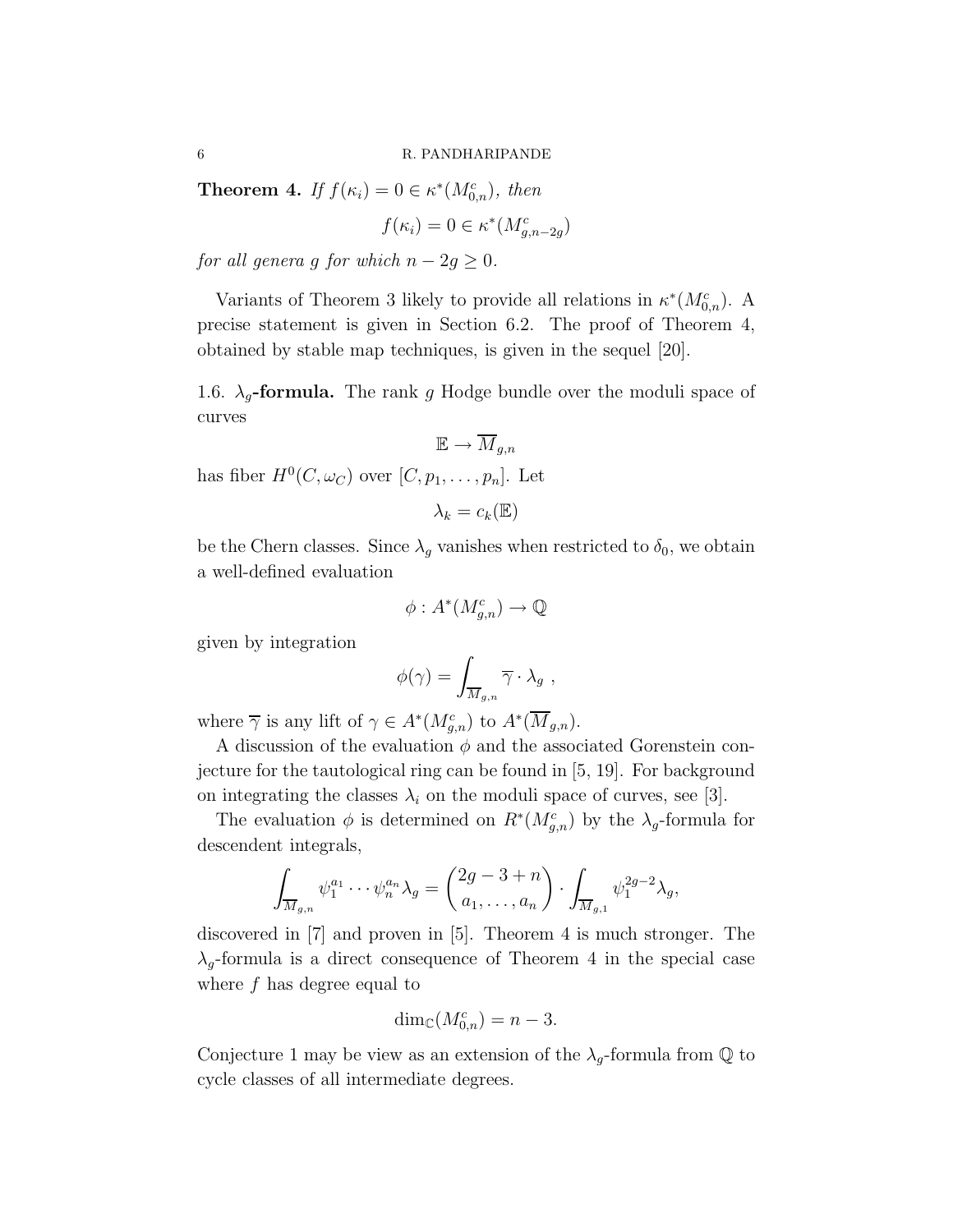**Theorem 4.** *If $f(\kappa_i) = 0 \in \kappa^*(M^c_{0,n})$, then*

$$f(\kappa_i) = 0 \in \kappa^*(M^c_{g,n-2g})$$

*for all genera $g$ for which $n - 2g \geq 0$.*

Variants of Theorem 3 likely to provide all relations in $\kappa^*(M^c_{0,n})$. A precise statement is given in Section 6.2. The proof of Theorem 4, obtained by stable map techniques, is given in the sequel [20].

1.6. **$\lambda_g$-formula.** The rank $g$ Hodge bundle over the moduli space of curves

$$\mathbb{E} \to \overline{M}_{g,n}$$

has fiber $H^0(C, \omega_C)$ over $[C, p_1, \ldots, p_n]$. Let

$$\lambda_k = c_k(\mathbb{E})$$

be the Chern classes. Since $\lambda_g$ vanishes when restricted to $\delta_0$, we obtain a well-defined evaluation

$$\phi : A^*(M^c_{g,n}) \to \mathbb{Q}$$

given by integration

$$\phi(\gamma) = \int_{\overline{M}_{g,n}} \overline{\gamma} \cdot \lambda_g \ ,$$

where $\overline{\gamma}$ is any lift of $\gamma \in A^*(M^c_{g,n})$ to $A^*(\overline{M}_{g,n})$.

A discussion of the evaluation $\phi$ and the associated Gorenstein conjecture for the tautological ring can be found in [5, 19]. For background on integrating the classes $\lambda_i$ on the moduli space of curves, see [3].

The evaluation $\phi$ is determined on $R^*(M^c_{g,n})$ by the $\lambda_g$-formula for descendent integrals,

$$\int_{\overline{M}_{g,n}} \psi_1^{a_1} \cdots \psi_n^{a_n} \lambda_g = \binom{2g-3+n}{a_1, \ldots, a_n} \cdot \int_{\overline{M}_{g,1}} \psi_1^{2g-2} \lambda_g,$$

discovered in [7] and proven in [5]. Theorem 4 is much stronger. The $\lambda_g$-formula is a direct consequence of Theorem 4 in the special case where $f$ has degree equal to

$$\dim_{\mathbb{C}}(M^c_{0,n}) = n - 3.$$

Conjecture 1 may be view as an extension of the $\lambda_g$-formula from $\mathbb{Q}$ to cycle classes of all intermediate degrees.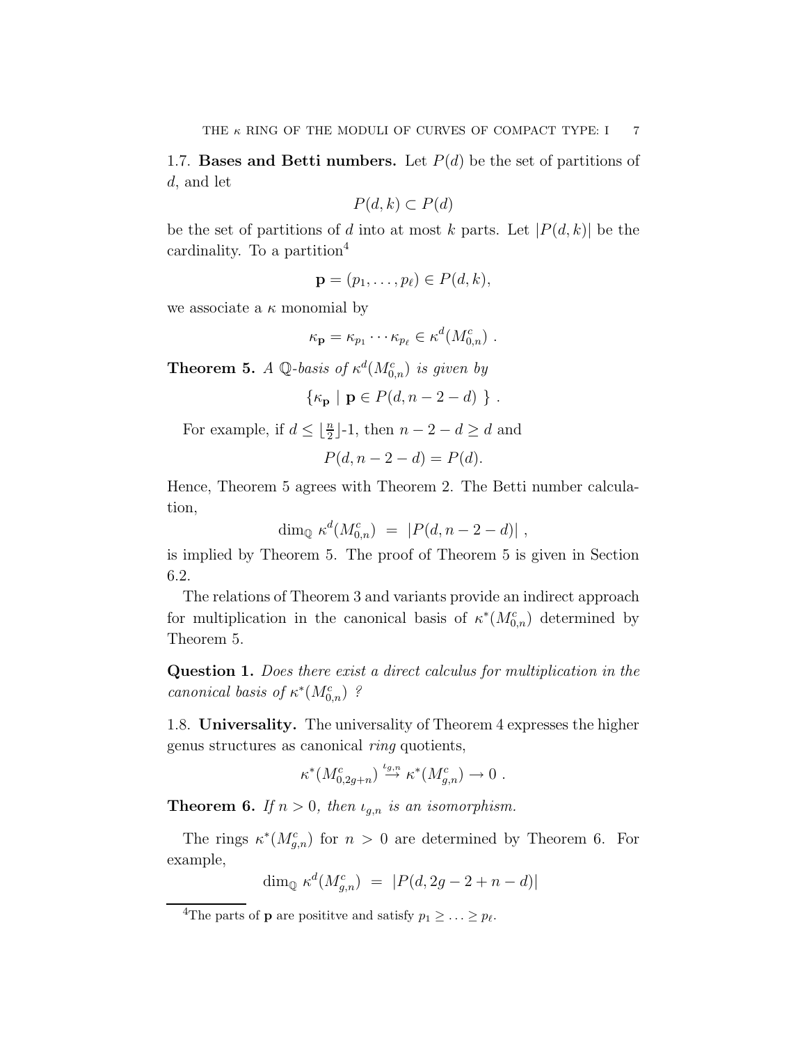1.7. **Bases and Betti numbers.** Let $P(d)$ be the set of partitions of $d$, and let

$$P(d,k) \subset P(d)$$

be the set of partitions of $d$ into at most $k$ parts. Let $|P(d,k)|$ be the cardinality. To a partition[4]

$$\mathbf{p} = (p_1, \ldots, p_\ell) \in P(d,k),$$

we associate a $\kappa$ monomial by

$$\kappa_{\mathbf{p}} = \kappa_{p_1} \cdots \kappa_{p_\ell} \in \kappa^d(M^c_{0,n}) \ .$$

**Theorem 5.** *A $\mathbb{Q}$-basis of $\kappa^d(M^c_{0,n})$ is given by*

$$\{ \kappa_{\mathbf{p}} \mid \mathbf{p} \in P(d, n-2-d) \ \} \ .$$

For example, if $d \leq \lfloor \frac{n}{2} \rfloor$-1, then $n-2-d \geq d$ and

$$P(d, n-2-d) = P(d).$$

Hence, Theorem 5 agrees with Theorem 2. The Betti number calculation,

$$\dim_{\mathbb{Q}} \ \kappa^d(M^c_{0,n}) \ = \ |P(d, n-2-d)| \ ,$$

is implied by Theorem 5. The proof of Theorem 5 is given in Section 6.2.

The relations of Theorem 3 and variants provide an indirect approach for multiplication in the canonical basis of $\kappa^*(M^c_{0,n})$ determined by Theorem 5.

**Question 1.** *Does there exist a direct calculus for multiplication in the canonical basis of $\kappa^*(M^c_{0,n})$ ?*

1.8. **Universality.** The universality of Theorem 4 expresses the higher genus structures as canonical *ring* quotients,

$$\kappa^*(M^c_{0,2g+n}) \stackrel{\iota_{g,n}}{\to} \kappa^*(M^c_{g,n}) \to 0 \ .$$

**Theorem 6.** *If $n > 0$, then $\iota_{g,n}$ is an isomorphism.*

The rings $\kappa^*(M^c_{g,n})$ for $n > 0$ are determined by Theorem 6. For example,

$$\dim_{\mathbb{Q}} \ \kappa^d(M^c_{g,n}) \ = \ |P(d, 2g-2+n-d)|$$

[4] The parts of $\mathbf{p}$ are posititve and satisfy $p_1 \geq \ldots \geq p_\ell$.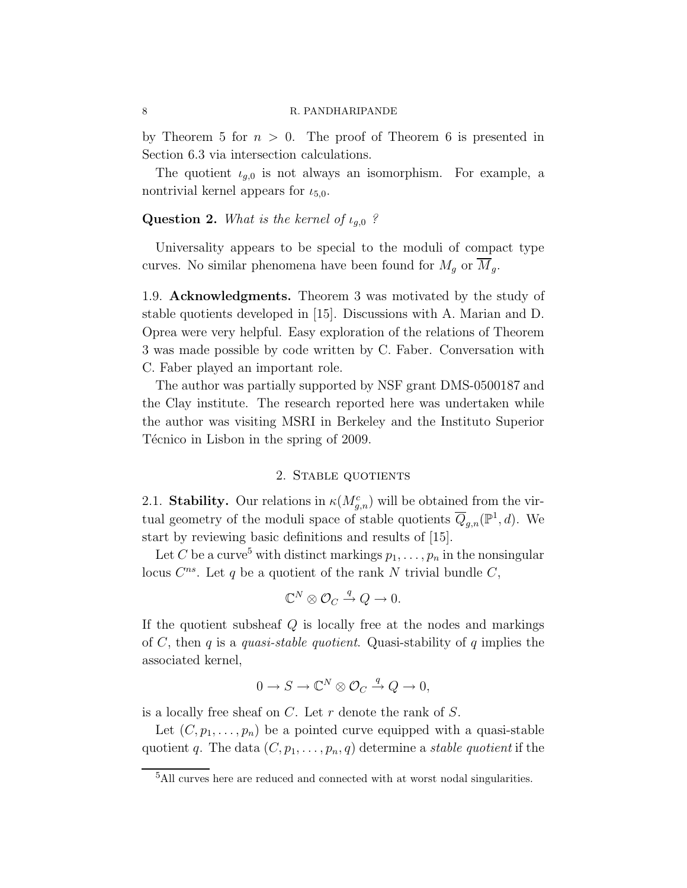by Theorem 5 for $n > 0$. The proof of Theorem 6 is presented in Section 6.3 via intersection calculations.

The quotient $\iota_{g,0}$ is not always an isomorphism. For example, a nontrivial kernel appears for $\iota_{5,0}$.

**Question 2.** *What is the kernel of $\iota_{g,0}$ ?*

Universality appears to be special to the moduli of compact type curves. No similar phenomena have been found for $M_g$ or $\overline{M}_g$.

1.9. **Acknowledgments.** Theorem 3 was motivated by the study of stable quotients developed in [15]. Discussions with A. Marian and D. Oprea were very helpful. Easy exploration of the relations of Theorem 3 was made possible by code written by C. Faber. Conversation with C. Faber played an important role.

The author was partially supported by NSF grant DMS-0500187 and the Clay institute. The research reported here was undertaken while the author was visiting MSRI in Berkeley and the Instituto Superior Técnico in Lisbon in the spring of 2009.

## 2. Stable quotients

2.1. **Stability.** Our relations in $\kappa(M^c_{g,n})$ will be obtained from the virtual geometry of the moduli space of stable quotients $\overline{Q}_{g,n}(\mathbb{P}^1, d)$. We start by reviewing basic definitions and results of [15].

Let $C$ be a curve[5] with distinct markings $p_1, \ldots, p_n$ in the nonsingular locus $C^{ns}$. Let $q$ be a quotient of the rank $N$ trivial bundle $C$,

$$\mathbb{C}^N \otimes \mathcal{O}_C \xrightarrow{q} Q \to 0.$$

If the quotient subsheaf $Q$ is locally free at the nodes and markings of $C$, then $q$ is a *quasi-stable quotient*. Quasi-stability of $q$ implies the associated kernel,

$$0 \to S \to \mathbb{C}^N \otimes \mathcal{O}_C \xrightarrow{q} Q \to 0,$$

is a locally free sheaf on $C$. Let $r$ denote the rank of $S$.

Let $(C, p_1, \ldots, p_n)$ be a pointed curve equipped with a quasi-stable quotient $q$. The data $(C, p_1, \ldots, p_n, q)$ determine a *stable quotient* if the

[5] All curves here are reduced and connected with at worst nodal singularities.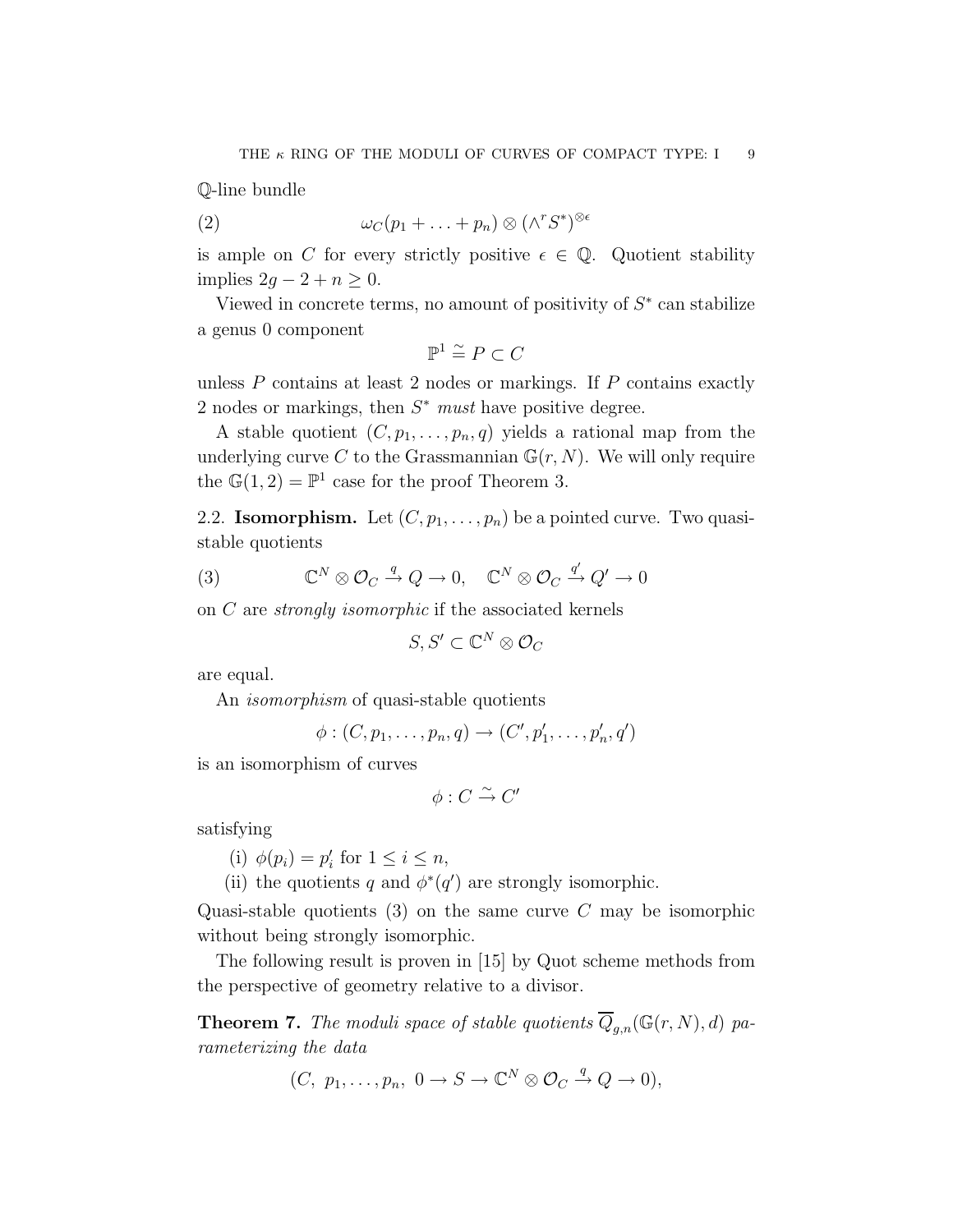$\mathbb{Q}$-line bundle

$$\omega_C(p_1 + \ldots + p_n) \otimes (\wedge^r S^*)^{\otimes \epsilon} \tag{2}$$

is ample on $C$ for every strictly positive $\epsilon \in \mathbb{Q}$. Quotient stability implies $2g - 2 + n \geq 0$.

Viewed in concrete terms, no amount of positivity of $S^*$ can stabilize a genus 0 component

$$\mathbb{P}^1 \stackrel{\sim}{=} P \subset C$$

unless $P$ contains at least 2 nodes or markings. If $P$ contains exactly 2 nodes or markings, then $S^*$ *must* have positive degree.

A stable quotient $(C, p_1, \ldots, p_n, q)$ yields a rational map from the underlying curve $C$ to the Grassmannian $\mathbb{G}(r, N)$. We will only require the $\mathbb{G}(1, 2) = \mathbb{P}^1$ case for the proof Theorem 3.

2.2. **Isomorphism.** Let $(C, p_1, \ldots, p_n)$ be a pointed curve. Two quasi-stable quotients

$$\mathbb{C}^N \otimes \mathcal{O}_C \stackrel{q}{\to} Q \to 0, \quad \mathbb{C}^N \otimes \mathcal{O}_C \stackrel{q'}{\to} Q' \to 0 \tag{3}$$

on $C$ are *strongly isomorphic* if the associated kernels

$$S, S' \subset \mathbb{C}^N \otimes \mathcal{O}_C$$

are equal.

An *isomorphism* of quasi-stable quotients

$$\phi : (C, p_1, \ldots, p_n, q) \to (C', p'_1, \ldots, p'_n, q')$$

is an isomorphism of curves

$$\phi : C \stackrel{\sim}{\to} C'$$

satisfying

(i) $\phi(p_i) = p'_i$ for $1 \leq i \leq n$,

(ii) the quotients $q$ and $\phi^*(q')$ are strongly isomorphic.

Quasi-stable quotients (3) on the same curve $C$ may be isomorphic without being strongly isomorphic.

The following result is proven in [15] by Quot scheme methods from the perspective of geometry relative to a divisor.

**Theorem 7.** *The moduli space of stable quotients $\overline{Q}_{g,n}(\mathbb{G}(r, N), d)$ parameterizing the data*

$$(C,\ p_1, \ldots, p_n,\ 0 \to S \to \mathbb{C}^N \otimes \mathcal{O}_C \stackrel{q}{\to} Q \to 0),$$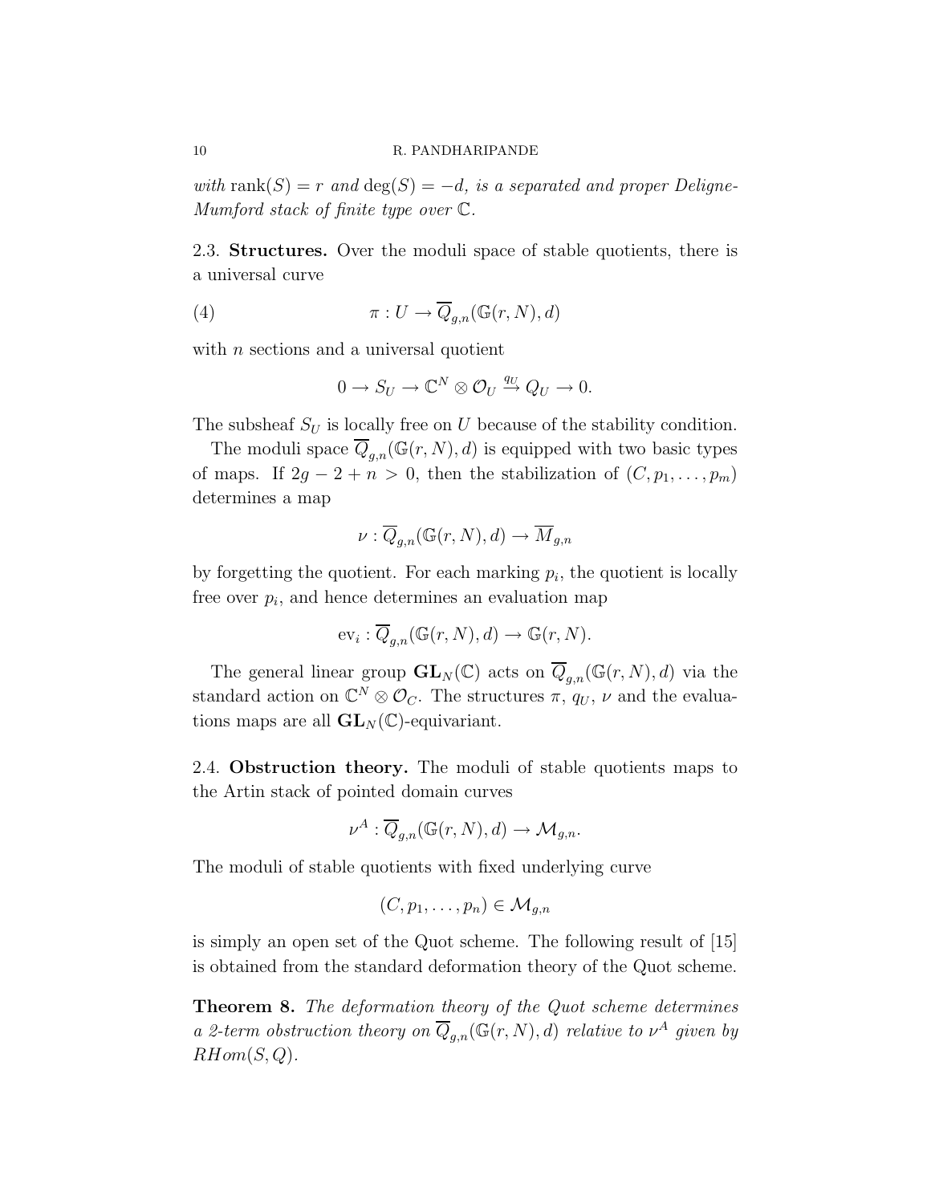*with* $\text{rank}(S) = r$ *and* $\deg(S) = -d$*, is a separated and proper Deligne-Mumford stack of finite type over* $\mathbb{C}$*.*

2.3. **Structures.** Over the moduli space of stable quotients, there is a universal curve

$$\pi : U \to \overline{Q}_{g,n}(\mathbb{G}(r, N), d) \tag{4}$$

with $n$ sections and a universal quotient

$$0 \to S_U \to \mathbb{C}^N \otimes \mathcal{O}_U \xrightarrow{q_U} Q_U \to 0.$$

The subsheaf $S_U$ is locally free on $U$ because of the stability condition.

The moduli space $\overline{Q}_{g,n}(\mathbb{G}(r, N), d)$ is equipped with two basic types of maps. If $2g - 2 + n > 0$, then the stabilization of $(C, p_1, \ldots, p_m)$ determines a map

$$\nu : \overline{Q}_{g,n}(\mathbb{G}(r, N), d) \to \overline{M}_{g,n}$$

by forgetting the quotient. For each marking $p_i$, the quotient is locally free over $p_i$, and hence determines an evaluation map

$$\text{ev}_i : \overline{Q}_{g,n}(\mathbb{G}(r, N), d) \to \mathbb{G}(r, N).$$

The general linear group $\mathbf{GL}_N(\mathbb{C})$ acts on $\overline{Q}_{g,n}(\mathbb{G}(r, N), d)$ via the standard action on $\mathbb{C}^N \otimes \mathcal{O}_C$. The structures $\pi$, $q_U$, $\nu$ and the evaluations maps are all $\mathbf{GL}_N(\mathbb{C})$-equivariant.

2.4. **Obstruction theory.** The moduli of stable quotients maps to the Artin stack of pointed domain curves

$$\nu^A : \overline{Q}_{g,n}(\mathbb{G}(r, N), d) \to \mathcal{M}_{g,n}.$$

The moduli of stable quotients with fixed underlying curve

$$(C, p_1, \ldots, p_n) \in \mathcal{M}_{g,n}$$

is simply an open set of the Quot scheme. The following result of [15] is obtained from the standard deformation theory of the Quot scheme.

**Theorem 8.** *The deformation theory of the Quot scheme determines a 2-term obstruction theory on* $\overline{Q}_{g,n}(\mathbb{G}(r, N), d)$ *relative to* $\nu^A$ *given by* $RHom(S, Q)$*.*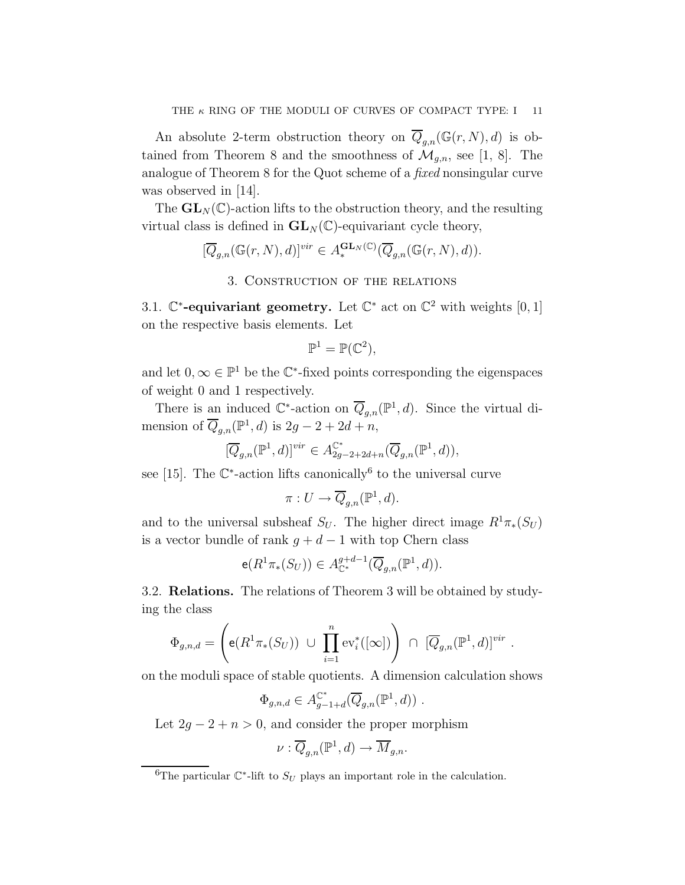An absolute 2-term obstruction theory on $\overline{Q}_{g,n}(\mathbb{G}(r,N),d)$ is obtained from Theorem 8 and the smoothness of $\mathcal{M}_{g,n}$, see [1, 8]. The analogue of Theorem 8 for the Quot scheme of a *fixed* nonsingular curve was observed in [14].

The $\mathbf{GL}_N(\mathbb{C})$-action lifts to the obstruction theory, and the resulting virtual class is defined in $\mathbf{GL}_N(\mathbb{C})$-equivariant cycle theory,

$$[\overline{Q}_{g,n}(\mathbb{G}(r,N),d)]^{vir} \in A_*^{\mathbf{GL}_N(\mathbb{C})}(\overline{Q}_{g,n}(\mathbb{G}(r,N),d)).$$

## 3. Construction of the relations

**3.1. $\mathbb{C}^*$-equivariant geometry.** Let $\mathbb{C}^*$ act on $\mathbb{C}^2$ with weights $[0,1]$ on the respective basis elements. Let

$$\mathbb{P}^1 = \mathbb{P}(\mathbb{C}^2),$$

and let $0, \infty \in \mathbb{P}^1$ be the $\mathbb{C}^*$-fixed points corresponding the eigenspaces of weight 0 and 1 respectively.

There is an induced $\mathbb{C}^*$-action on $\overline{Q}_{g,n}(\mathbb{P}^1,d)$. Since the virtual dimension of $\overline{Q}_{g,n}(\mathbb{P}^1,d)$ is $2g-2+2d+n$,

$$[\overline{Q}_{g,n}(\mathbb{P}^1,d)]^{vir} \in A_{2g-2+2d+n}^{\mathbb{C}^*}(\overline{Q}_{g,n}(\mathbb{P}^1,d)),$$

see [15]. The $\mathbb{C}^*$-action lifts canonically[6] to the universal curve

$$\pi : U \to \overline{Q}_{g,n}(\mathbb{P}^1,d).$$

and to the universal subsheaf $S_U$. The higher direct image $R^1\pi_*(S_U)$ is a vector bundle of rank $g+d-1$ with top Chern class

$$\mathsf{e}(R^1\pi_*(S_U)) \in A_{\mathbb{C}^*}^{g+d-1}(\overline{Q}_{g,n}(\mathbb{P}^1,d)).$$

**3.2. Relations.** The relations of Theorem 3 will be obtained by studying the class

$$\Phi_{g,n,d} = \left(\mathsf{e}(R^1\pi_*(S_U)) \ \cup \ \prod_{i=1}^{n} \mathrm{ev}_i^*([\infty])\right) \ \cap \ [\overline{Q}_{g,n}(\mathbb{P}^1,d)]^{vir} \ .$$

on the moduli space of stable quotients. A dimension calculation shows

$$\Phi_{g,n,d} \in A_{g-1+d}^{\mathbb{C}^*}(\overline{Q}_{g,n}(\mathbb{P}^1,d)) \ .$$

Let $2g-2+n > 0$, and consider the proper morphism

$$\nu : \overline{Q}_{g,n}(\mathbb{P}^1,d) \to \overline{M}_{g,n}.$$

---

[6] The particular $\mathbb{C}^*$-lift to $S_U$ plays an important role in the calculation.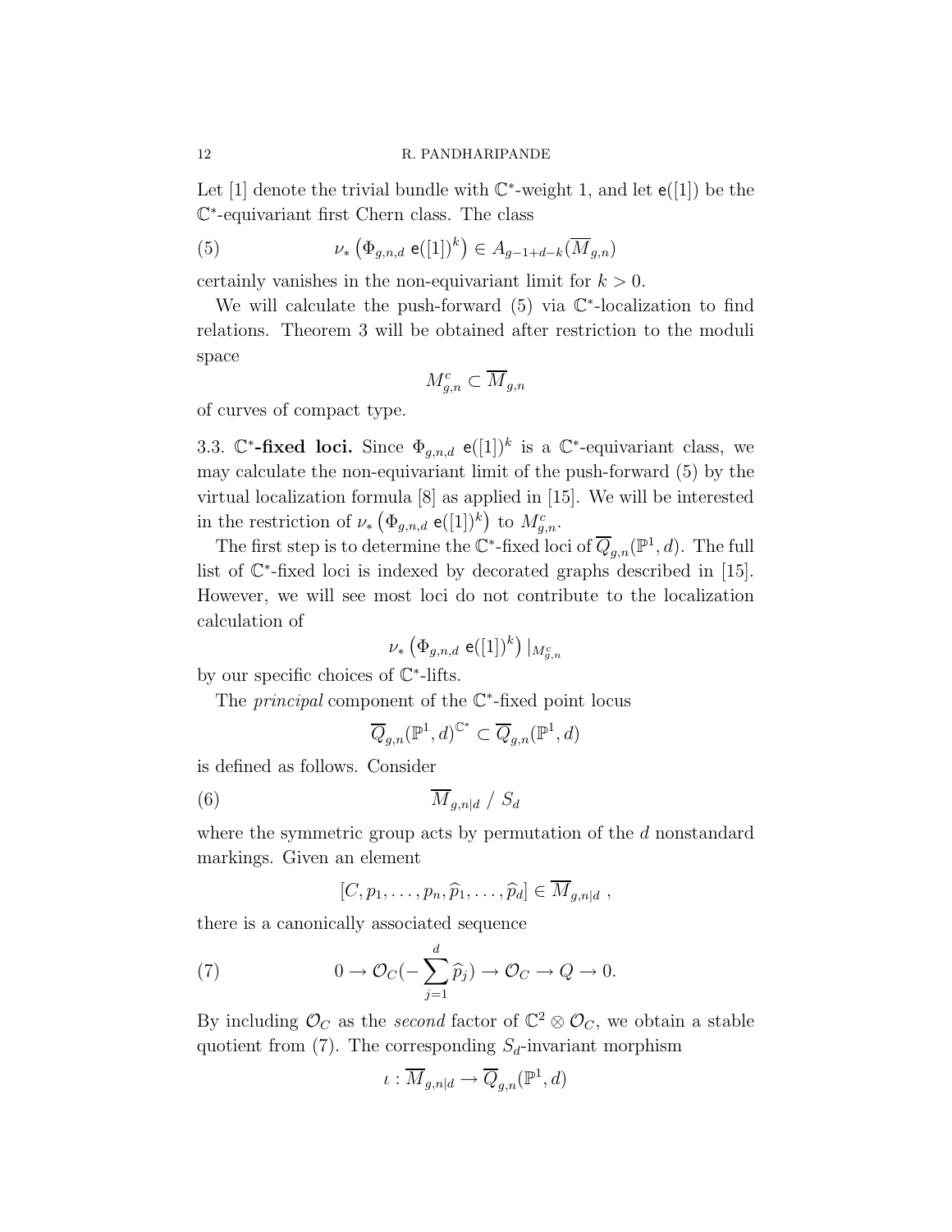Let $[1]$ denote the trivial bundle with $\mathbb{C}^*$-weight 1, and let $\mathsf{e}([1])$ be the $\mathbb{C}^*$-equivariant first Chern class. The class

$$\nu_* \left( \Phi_{g,n,d} \ \mathsf{e}([1])^k \right) \in A_{g-1+d-k}(\overline{M}_{g,n}) \tag{5}$$

certainly vanishes in the non-equivariant limit for $k > 0$.

We will calculate the push-forward (5) via $\mathbb{C}^*$-localization to find relations. Theorem 3 will be obtained after restriction to the moduli space

$$M^c_{g,n} \subset \overline{M}_{g,n}$$

of curves of compact type.

3.3. **$\mathbb{C}^*$-fixed loci.** Since $\Phi_{g,n,d} \ \mathsf{e}([1])^k$ is a $\mathbb{C}^*$-equivariant class, we may calculate the non-equivariant limit of the push-forward (5) by the virtual localization formula [8] as applied in [15]. We will be interested in the restriction of $\nu_* \left( \Phi_{g,n,d} \ \mathsf{e}([1])^k \right)$ to $M^c_{g,n}$.

The first step is to determine the $\mathbb{C}^*$-fixed loci of $\overline{Q}_{g,n}(\mathbb{P}^1, d)$. The full list of $\mathbb{C}^*$-fixed loci is indexed by decorated graphs described in [15]. However, we will see most loci do not contribute to the localization calculation of

$$\nu_* \left( \Phi_{g,n,d} \ \mathsf{e}([1])^k \right) |_{M^c_{g,n}}$$

by our specific choices of $\mathbb{C}^*$-lifts.

The *principal* component of the $\mathbb{C}^*$-fixed point locus

$$\overline{Q}_{g,n}(\mathbb{P}^1, d)^{\mathbb{C}^*} \subset \overline{Q}_{g,n}(\mathbb{P}^1, d)$$

is defined as follows. Consider

$$\overline{M}_{g,n|d} \ / \ S_d \tag{6}$$

where the symmetric group acts by permutation of the $d$ nonstandard markings. Given an element

$$[C, p_1, \ldots, p_n, \widehat{p}_1, \ldots, \widehat{p}_d] \in \overline{M}_{g,n|d} \ ,$$

there is a canonically associated sequence

$$0 \to \mathcal{O}_C(-\sum_{j=1}^{d} \widehat{p}_j) \to \mathcal{O}_C \to Q \to 0. \tag{7}$$

By including $\mathcal{O}_C$ as the *second* factor of $\mathbb{C}^2 \otimes \mathcal{O}_C$, we obtain a stable quotient from (7). The corresponding $S_d$-invariant morphism

$$\iota : \overline{M}_{g,n|d} \to \overline{Q}_{g,n}(\mathbb{P}^1, d)$$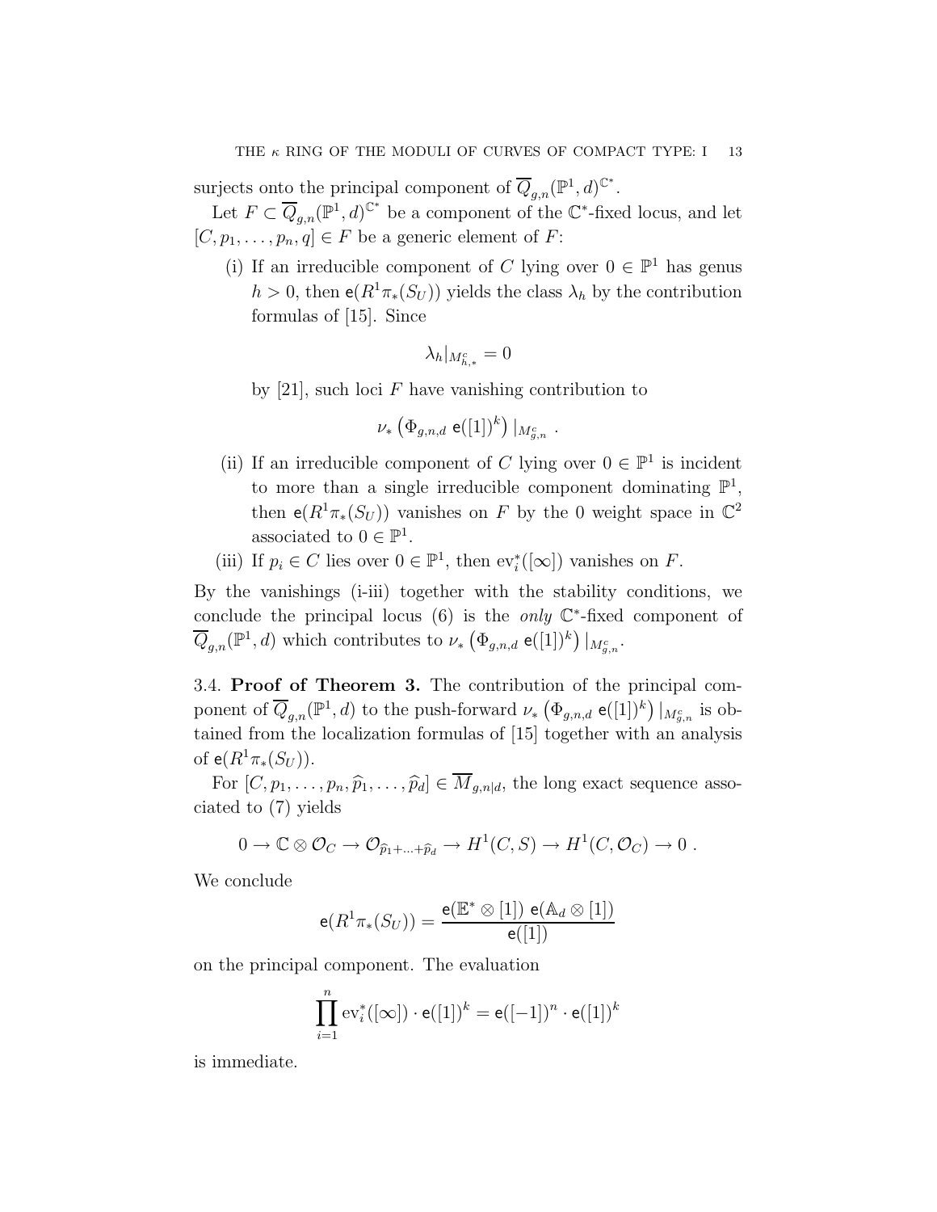surjects onto the principal component of $\overline{Q}_{g,n}(\mathbb{P}^1, d)^{\mathbb{C}^*}$.

Let $F \subset \overline{Q}_{g,n}(\mathbb{P}^1, d)^{\mathbb{C}^*}$ be a component of the $\mathbb{C}^*$-fixed locus, and let $[C, p_1, \ldots, p_n, q] \in F$ be a generic element of $F$:

(i) If an irreducible component of $C$ lying over $0 \in \mathbb{P}^1$ has genus $h > 0$, then $\mathsf{e}(R^1\pi_*(S_U))$ yields the class $\lambda_h$ by the contribution formulas of [15]. Since

$$\lambda_h|_{M^c_{h,*}} = 0$$

by [21], such loci $F$ have vanishing contribution to

$$\nu_*\left(\Phi_{g,n,d}\ \mathsf{e}([1])^k\right)|_{M^c_{g,n}}\ .$$

(ii) If an irreducible component of $C$ lying over $0 \in \mathbb{P}^1$ is incident to more than a single irreducible component dominating $\mathbb{P}^1$, then $\mathsf{e}(R^1\pi_*(S_U))$ vanishes on $F$ by the 0 weight space in $\mathbb{C}^2$ associated to $0 \in \mathbb{P}^1$.

(iii) If $p_i \in C$ lies over $0 \in \mathbb{P}^1$, then $\mathrm{ev}_i^*([\infty])$ vanishes on $F$.

By the vanishings (i-iii) together with the stability conditions, we conclude the principal locus (6) is the *only* $\mathbb{C}^*$-fixed component of $\overline{Q}_{g,n}(\mathbb{P}^1, d)$ which contributes to $\nu_*\left(\Phi_{g,n,d}\ \mathsf{e}([1])^k\right)|_{M^c_{g,n}}$.

3.4. **Proof of Theorem 3.** The contribution of the principal component of $\overline{Q}_{g,n}(\mathbb{P}^1, d)$ to the push-forward $\nu_*\left(\Phi_{g,n,d}\ \mathsf{e}([1])^k\right)|_{M^c_{g,n}}$ is obtained from the localization formulas of [15] together with an analysis of $\mathsf{e}(R^1\pi_*(S_U))$.

For $[C, p_1, \ldots, p_n, \widehat{p}_1, \ldots, \widehat{p}_d] \in \overline{M}_{g,n|d}$, the long exact sequence associated to (7) yields

$$0 \to \mathbb{C} \otimes \mathcal{O}_C \to \mathcal{O}_{\widehat{p}_1 + \ldots + \widehat{p}_d} \to H^1(C, S) \to H^1(C, \mathcal{O}_C) \to 0\ .$$

We conclude

$$\mathsf{e}(R^1\pi_*(S_U)) = \frac{\mathsf{e}(\mathbb{E}^* \otimes [1])\ \mathsf{e}(\mathbb{A}_d \otimes [1])}{\mathsf{e}([1])}$$

on the principal component. The evaluation

$$\prod_{i=1}^{n} \mathrm{ev}_i^*([\infty]) \cdot \mathsf{e}([1])^k = \mathsf{e}([-1])^n \cdot \mathsf{e}([1])^k$$

is immediate.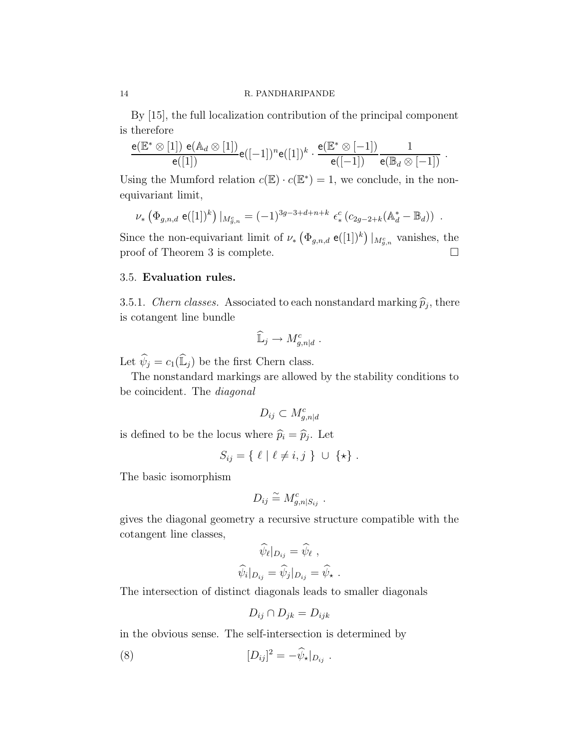By [15], the full localization contribution of the principal component is therefore

$$\frac{\mathsf{e}(\mathbb{E}^* \otimes [1])\ \mathsf{e}(\mathbb{A}_d \otimes [1])}{\mathsf{e}([1])} \mathsf{e}([-1])^n \mathsf{e}([1])^k \cdot \frac{\mathsf{e}(\mathbb{E}^* \otimes [-1])}{\mathsf{e}([-1])} \frac{1}{\mathsf{e}(\mathbb{B}_d \otimes [-1])} \ .$$

Using the Mumford relation $c(\mathbb{E}) \cdot c(\mathbb{E}^*) = 1$, we conclude, in the non-equivariant limit,

$$\nu_* \left( \Phi_{g,n,d}\ \mathsf{e}([1])^k \right) |_{M^c_{g,n}} = (-1)^{3g-3+d+n+k}\ \epsilon^c_* \left( c_{2g-2+k}(\mathbb{A}^*_d - \mathbb{B}_d) \right) \ .$$

Since the non-equivariant limit of $\nu_* \left( \Phi_{g,n,d}\ \mathsf{e}([1])^k \right) |_{M^c_{g,n}}$ vanishes, the proof of Theorem 3 is complete. $\square$

### 3.5. **Evaluation rules.**

3.5.1. *Chern classes.* Associated to each nonstandard marking $\widehat{p}_j$, there is cotangent line bundle

$$\widehat{\mathbb{L}}_j \rightarrow M^c_{g,n|d} \ .$$

Let $\widehat{\psi}_j = c_1(\widehat{\mathbb{L}}_j)$ be the first Chern class.

The nonstandard markings are allowed by the stability conditions to be coincident. The *diagonal*

$$D_{ij} \subset M^c_{g,n|d}$$

is defined to be the locus where $\widehat{p}_i = \widehat{p}_j$. Let

$$S_{ij} = \{\ \ell \mid \ell \neq i, j\ \} \ \cup\ \{\star\} \ .$$

The basic isomorphism

$$D_{ij} \stackrel{\sim}{=} M^c_{g,n|S_{ij}} \ .$$

gives the diagonal geometry a recursive structure compatible with the cotangent line classes,

$$\widehat{\psi}_\ell|_{D_{ij}} = \widehat{\psi}_\ell \ ,$$

$$\widehat{\psi}_i|_{D_{ij}} = \widehat{\psi}_j|_{D_{ij}} = \widehat{\psi}_\star \ .$$

The intersection of distinct diagonals leads to smaller diagonals

$$D_{ij} \cap D_{jk} = D_{ijk}$$

in the obvious sense. The self-intersection is determined by

$$[D_{ij}]^2 = -\widehat{\psi}_\star|_{D_{ij}} \ . \tag{8}$$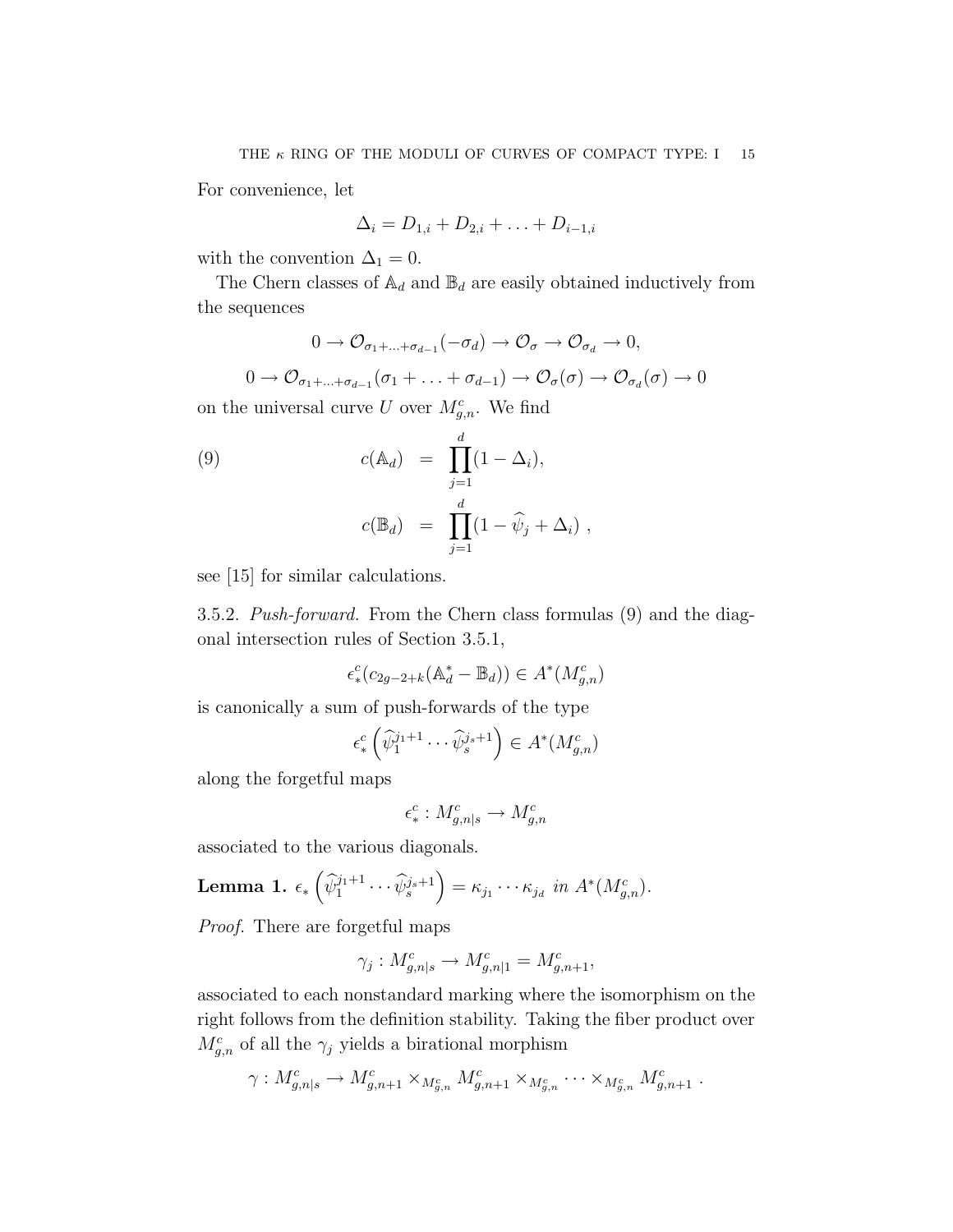For convenience, let

$$\Delta_i = D_{1,i} + D_{2,i} + \ldots + D_{i-1,i}$$

with the convention $\Delta_1 = 0$.

The Chern classes of $\mathbb{A}_d$ and $\mathbb{B}_d$ are easily obtained inductively from the sequences

$$0 \to \mathcal{O}_{\sigma_1+\ldots+\sigma_{d-1}}(-\sigma_d) \to \mathcal{O}_\sigma \to \mathcal{O}_{\sigma_d} \to 0,$$

$$0 \to \mathcal{O}_{\sigma_1+\ldots+\sigma_{d-1}}(\sigma_1 + \ldots + \sigma_{d-1}) \to \mathcal{O}_\sigma(\sigma) \to \mathcal{O}_{\sigma_d}(\sigma) \to 0$$

on the universal curve $U$ over $M^c_{g,n}$. We find

$$\begin{aligned} c(\mathbb{A}_d) &= \prod_{j=1}^{d}(1 - \Delta_i), \\ c(\mathbb{B}_d) &= \prod_{j=1}^{d}(1 - \widehat{\psi}_j + \Delta_i)\ , \end{aligned} \tag{9}$$

see [15] for similar calculations.

3.5.2. *Push-forward.* From the Chern class formulas (9) and the diagonal intersection rules of Section 3.5.1,

$$\epsilon^c_*(c_{2g-2+k}(\mathbb{A}^*_d - \mathbb{B}_d)) \in A^*(M^c_{g,n})$$

is canonically a sum of push-forwards of the type

$$\epsilon^c_*\left(\widehat{\psi}_1^{j_1+1} \cdots \widehat{\psi}_s^{j_s+1}\right) \in A^*(M^c_{g,n})$$

along the forgetful maps

$$\epsilon^c_* : M^c_{g,n|s} \to M^c_{g,n}$$

associated to the various diagonals.

**Lemma 1.** $\epsilon_*\left(\widehat{\psi}_1^{j_1+1} \cdots \widehat{\psi}_s^{j_s+1}\right) = \kappa_{j_1} \cdots \kappa_{j_d}$ *in* $A^*(M^c_{g,n})$.

*Proof.* There are forgetful maps

$$\gamma_j : M^c_{g,n|s} \to M^c_{g,n|1} = M^c_{g,n+1},$$

associated to each nonstandard marking where the isomorphism on the right follows from the definition stability. Taking the fiber product over $M^c_{g,n}$ of all the $\gamma_j$ yields a birational morphism

$$\gamma : M^c_{g,n|s} \to M^c_{g,n+1} \times_{M^c_{g,n}} M^c_{g,n+1} \times_{M^c_{g,n}} \cdots \times_{M^c_{g,n}} M^c_{g,n+1}\ .$$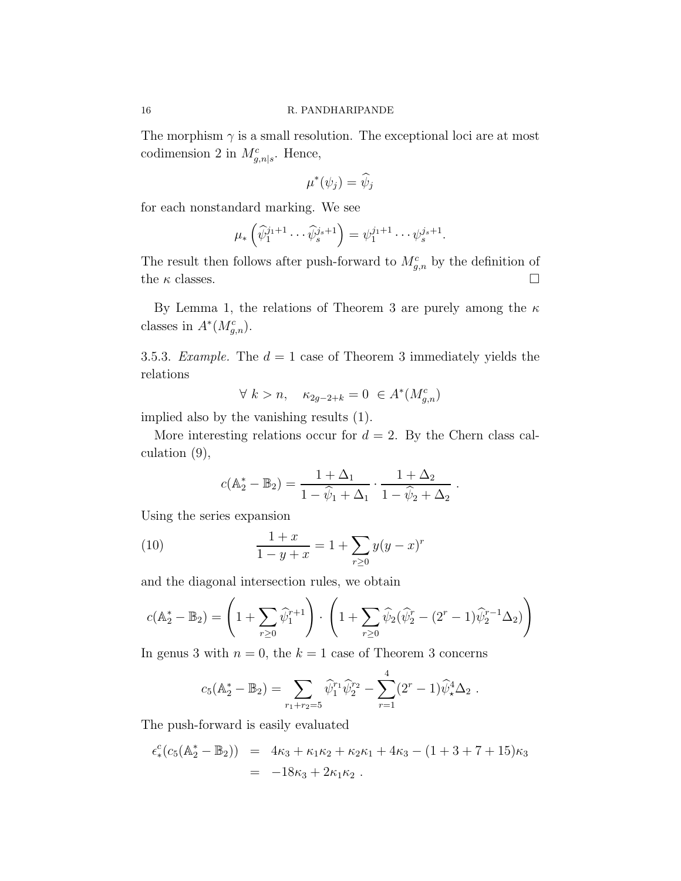The morphism $\gamma$ is a small resolution. The exceptional loci are at most codimension 2 in $M^c_{g,n|s}$. Hence,

$$\mu^*(\psi_j) = \widehat{\psi}_j$$

for each nonstandard marking. We see

$$\mu_*\left(\widehat{\psi}_1^{j_1+1}\cdots\widehat{\psi}_s^{j_s+1}\right) = \psi_1^{j_1+1}\cdots\psi_s^{j_s+1}.$$

The result then follows after push-forward to $M^c_{g,n}$ by the definition of the $\kappa$ classes. $\square$

By Lemma 1, the relations of Theorem 3 are purely among the $\kappa$ classes in $A^*(M^c_{g,n})$.

3.5.3. *Example.* The $d=1$ case of Theorem 3 immediately yields the relations

$$\forall\ k>n, \quad \kappa_{2g-2+k} = 0\ \in A^*(M^c_{g,n})$$

implied also by the vanishing results (1).

More interesting relations occur for $d=2$. By the Chern class calculation (9),

$$c(\mathbb{A}_2^* - \mathbb{B}_2) = \frac{1+\Delta_1}{1-\widehat{\psi}_1+\Delta_1}\cdot\frac{1+\Delta_2}{1-\widehat{\psi}_2+\Delta_2}\ .$$

Using the series expansion

$$\frac{1+x}{1-y+x} = 1 + \sum_{r\geq 0} y(y-x)^r \tag{10}$$

and the diagonal intersection rules, we obtain

$$c(\mathbb{A}_2^* - \mathbb{B}_2) = \left(1+\sum_{r\geq 0}\widehat{\psi}_1^{r+1}\right)\cdot\left(1+\sum_{r\geq 0}\widehat{\psi}_2(\widehat{\psi}_2^r - (2^r-1)\widehat{\psi}_2^{r-1}\Delta_2)\right)$$

In genus 3 with $n=0$, the $k=1$ case of Theorem 3 concerns

$$c_5(\mathbb{A}_2^* - \mathbb{B}_2) = \sum_{r_1+r_2=5}\widehat{\psi}_1^{r_1}\widehat{\psi}_2^{r_2} - \sum_{r=1}^{4}(2^r-1)\widehat{\psi}_\star^4\Delta_2\ .$$

The push-forward is easily evaluated

$$\begin{aligned}
\epsilon^c_*(c_5(\mathbb{A}_2^* - \mathbb{B}_2)) &= 4\kappa_3 + \kappa_1\kappa_2 + \kappa_2\kappa_1 + 4\kappa_3 - (1+3+7+15)\kappa_3 \\
&= -18\kappa_3 + 2\kappa_1\kappa_2\ .
\end{aligned}$$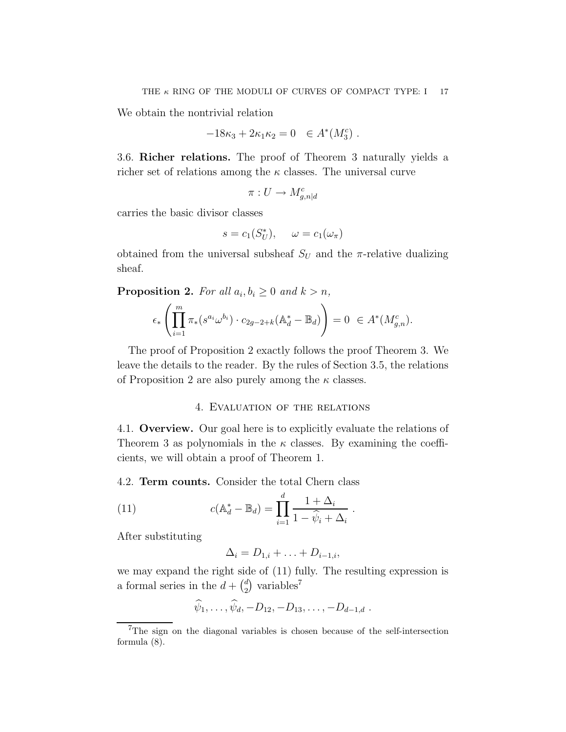We obtain the nontrivial relation

$$-18\kappa_3 + 2\kappa_1\kappa_2 = 0 \quad \in A^*(M_3^c)\ .$$

3.6. **Richer relations.** The proof of Theorem 3 naturally yields a richer set of relations among the $\kappa$ classes. The universal curve

$$\pi : U \to M_{g,n|d}^c$$

carries the basic divisor classes

$$s = c_1(S_U^*), \qquad \omega = c_1(\omega_\pi)$$

obtained from the universal subsheaf $S_U$ and the $\pi$-relative dualizing sheaf.

**Proposition 2.** *For all $a_i, b_i \geq 0$ and $k > n$,*

$$\epsilon_* \left( \prod_{i=1}^{m} \pi_*(s^{a_i}\omega^{b_i}) \cdot c_{2g-2+k}(\mathbb{A}_d^* - \mathbb{B}_d) \right) = 0 \ \in A^*(M_{g,n}^c).$$

The proof of Proposition 2 exactly follows the proof Theorem 3. We leave the details to the reader. By the rules of Section 3.5, the relations of Proposition 2 are also purely among the $\kappa$ classes.

## 4. Evaluation of the relations

4.1. **Overview.** Our goal here is to explicitly evaluate the relations of Theorem 3 as polynomials in the $\kappa$ classes. By examining the coefficients, we will obtain a proof of Theorem 1.

4.2. **Term counts.** Consider the total Chern class

$$c(\mathbb{A}_d^* - \mathbb{B}_d) = \prod_{i=1}^{d} \frac{1 + \Delta_i}{1 - \widehat{\psi}_i + \Delta_i}\ . \tag{11}$$

After substituting

$$\Delta_i = D_{1,i} + \ldots + D_{i-1,i},$$

we may expand the right side of (11) fully. The resulting expression is a formal series in the $d + \binom{d}{2}$ variables[7]

$$\widehat{\psi}_1, \ldots, \widehat{\psi}_d, -D_{12}, -D_{13}, \ldots, -D_{d-1,d}\ .$$

[7] The sign on the diagonal variables is chosen because of the self-intersection formula (8).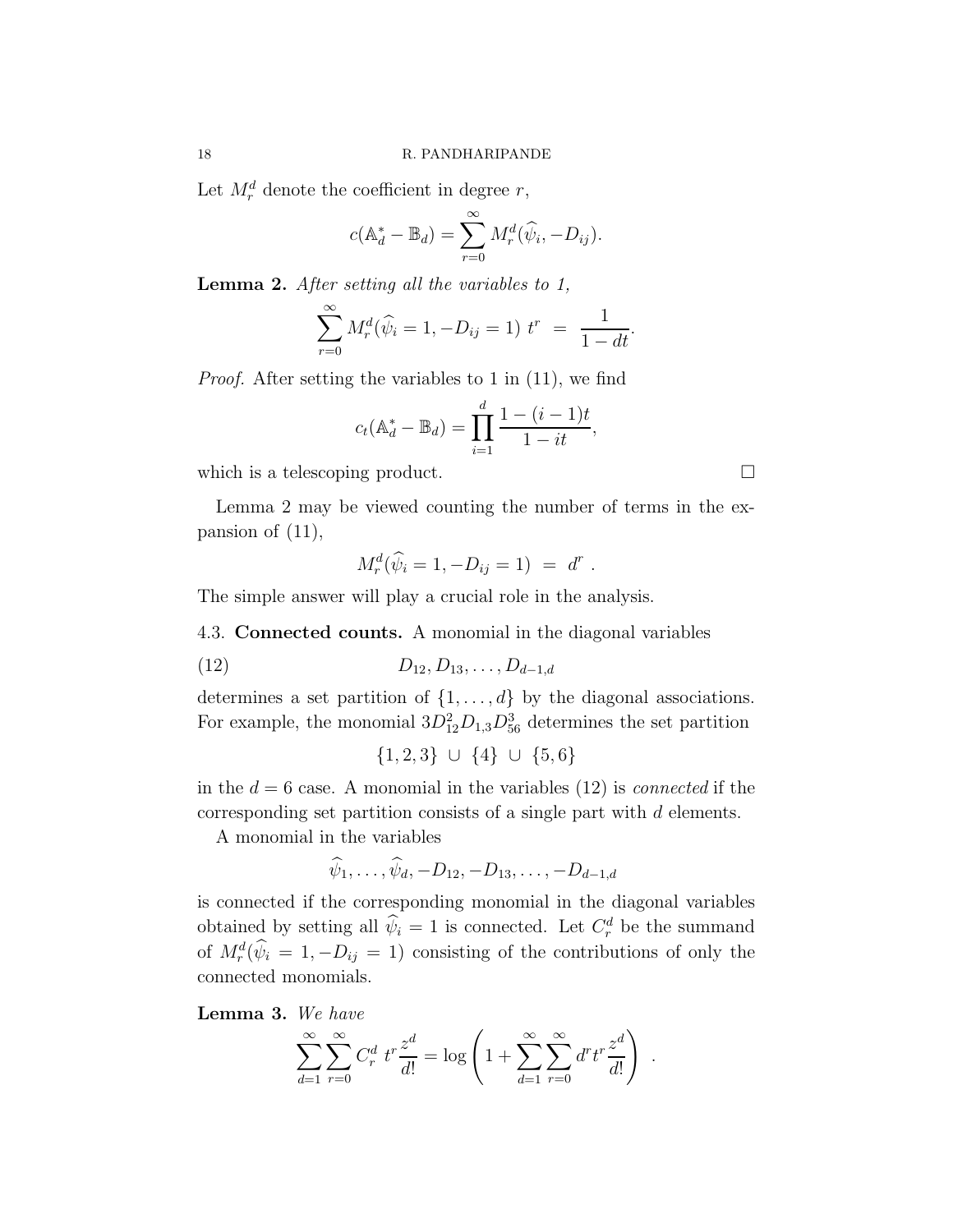Let $M^d_r$ denote the coefficient in degree $r$,

$$c(\mathbb{A}^*_d - \mathbb{B}_d) = \sum_{r=0}^{\infty} M^d_r(\widehat{\psi}_i, -D_{ij}).$$

**Lemma 2.** *After setting all the variables to 1,*

$$\sum_{r=0}^{\infty} M^d_r(\widehat{\psi}_i = 1, -D_{ij} = 1)\ t^r \ = \ \frac{1}{1-dt}.$$

*Proof.* After setting the variables to 1 in (11), we find

$$c_t(\mathbb{A}^*_d - \mathbb{B}_d) = \prod_{i=1}^{d} \frac{1-(i-1)t}{1-it},$$

which is a telescoping product. □

Lemma 2 may be viewed counting the number of terms in the expansion of (11),

$$M^d_r(\widehat{\psi}_i = 1, -D_{ij} = 1) \ = \ d^r \ .$$

The simple answer will play a crucial role in the analysis.

4.3. **Connected counts.** A monomial in the diagonal variables

$$D_{12}, D_{13}, \ldots, D_{d-1,d} \tag{12}$$

determines a set partition of $\{1, \ldots, d\}$ by the diagonal associations. For example, the monomial $3D^2_{12}D_{1,3}D^3_{56}$ determines the set partition

$$\{1, 2, 3\} \ \cup \ \{4\} \ \cup \ \{5, 6\}$$

in the $d = 6$ case. A monomial in the variables (12) is *connected* if the corresponding set partition consists of a single part with $d$ elements.

A monomial in the variables

$$\widehat{\psi}_1, \ldots, \widehat{\psi}_d, -D_{12}, -D_{13}, \ldots, -D_{d-1,d}$$

is connected if the corresponding monomial in the diagonal variables obtained by setting all $\widehat{\psi}_i = 1$ is connected. Let $C^d_r$ be the summand of $M^d_r(\widehat{\psi}_i = 1, -D_{ij} = 1)$ consisting of the contributions of only the connected monomials.

**Lemma 3.** *We have*

$$\sum_{d=1}^{\infty} \sum_{r=0}^{\infty} C^d_r \ t^r \frac{z^d}{d!} = \log \left( 1 + \sum_{d=1}^{\infty} \sum_{r=0}^{\infty} d^r t^r \frac{z^d}{d!} \right) \ .$$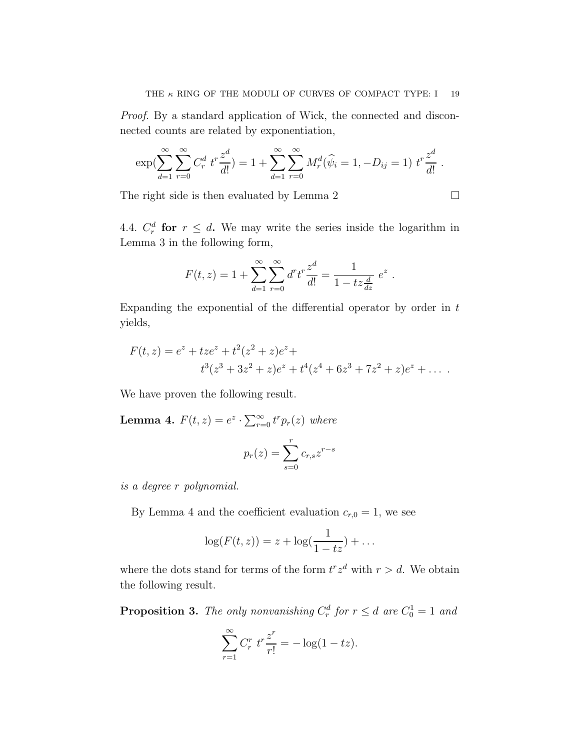*Proof.* By a standard application of Wick, the connected and disconnected counts are related by exponentiation,

$$\exp(\sum_{d=1}^{\infty}\sum_{r=0}^{\infty} C_r^d \ t^r \frac{z^d}{d!}) = 1 + \sum_{d=1}^{\infty}\sum_{r=0}^{\infty} M_r^d(\widehat{\psi}_i = 1, -D_{ij} = 1) \ t^r \frac{z^d}{d!} \ .$$

The right side is then evaluated by Lemma 2 $\square$

4.4. $C_r^d$ **for** $r \leq d$**.** We may write the series inside the logarithm in Lemma 3 in the following form,

$$F(t,z) = 1 + \sum_{d=1}^{\infty}\sum_{r=0}^{\infty} d^r t^r \frac{z^d}{d!} = \frac{1}{1 - tz\frac{d}{dz}} \ e^z \ .$$

Expanding the exponential of the differential operator by order in $t$ yields,

$$F(t,z) = e^z + tze^z + t^2(z^2+z)e^z + \\ t^3(z^3+3z^2+z)e^z + t^4(z^4+6z^3+7z^2+z)e^z + \ldots \ .$$

We have proven the following result.

**Lemma 4.** *$F(t,z) = e^z \cdot \sum_{r=0}^{\infty} t^r p_r(z)$ where*

$$p_r(z) = \sum_{s=0}^{r} c_{r,s} z^{r-s}$$

*is a degree $r$ polynomial.*

By Lemma 4 and the coefficient evaluation $c_{r,0} = 1$, we see

$$\log(F(t,z)) = z + \log(\frac{1}{1-tz}) + \ldots$$

where the dots stand for terms of the form $t^r z^d$ with $r > d$. We obtain the following result.

**Proposition 3.** *The only nonvanishing $C_r^d$ for $r \leq d$ are $C_0^1 = 1$ and*

$$\sum_{r=1}^{\infty} C_r^r \ t^r \frac{z^r}{r!} = -\log(1 - tz).$$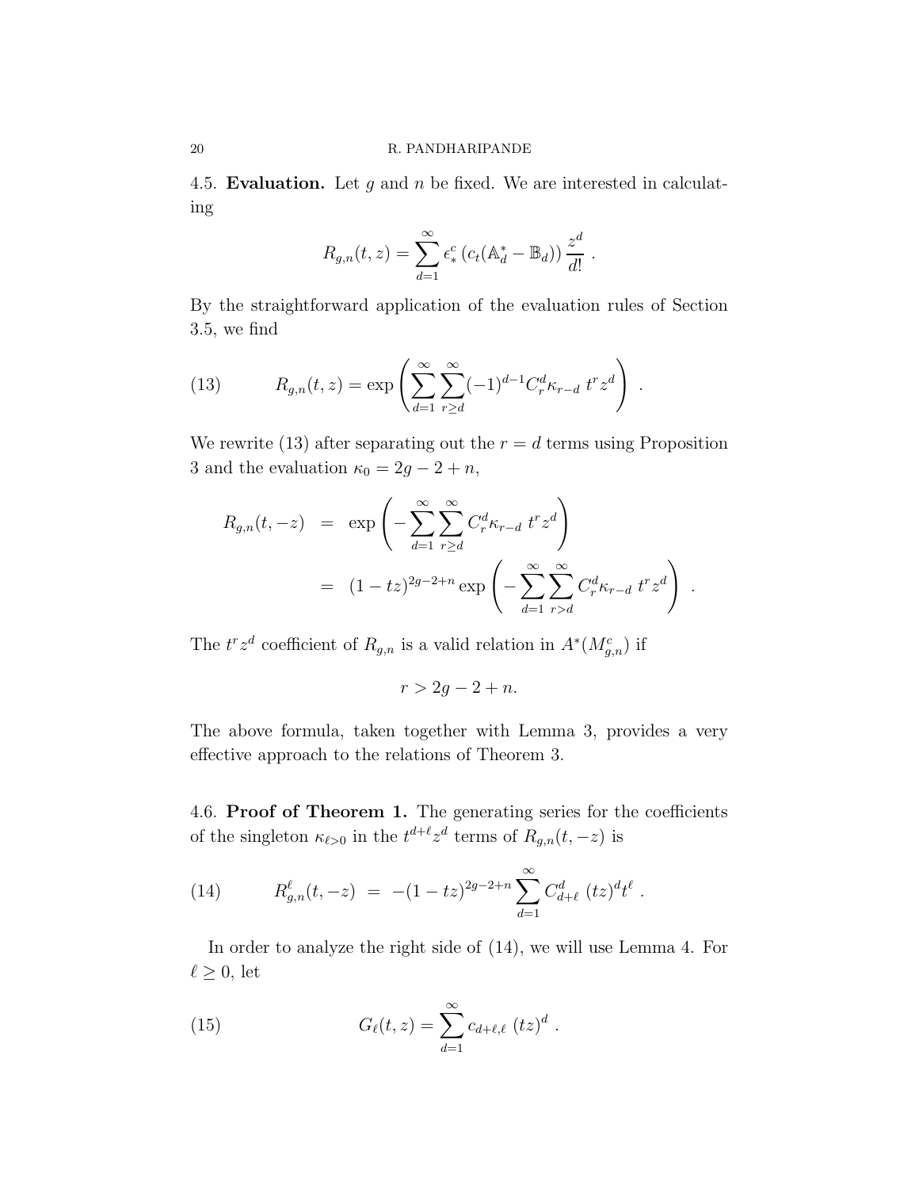4.5. **Evaluation.** Let $g$ and $n$ be fixed. We are interested in calculating

$$R_{g,n}(t,z) = \sum_{d=1}^{\infty} \epsilon^c_* \left( c_t(\mathbb{A}^*_d - \mathbb{B}_d) \right) \frac{z^d}{d!} \ .$$

By the straightforward application of the evaluation rules of Section 3.5, we find

$$R_{g,n}(t,z) = \exp\left( \sum_{d=1}^{\infty} \sum_{r \geq d}^{\infty} (-1)^{d-1} C^d_r \kappa_{r-d} \ t^r z^d \right) \ . \tag{13}$$

We rewrite (13) after separating out the $r = d$ terms using Proposition 3 and the evaluation $\kappa_0 = 2g - 2 + n$,

$$\begin{aligned} R_{g,n}(t,-z) &= \exp\left( -\sum_{d=1}^{\infty} \sum_{r \geq d}^{\infty} C^d_r \kappa_{r-d} \ t^r z^d \right) \\ &= (1-tz)^{2g-2+n} \exp\left( -\sum_{d=1}^{\infty} \sum_{r > d}^{\infty} C^d_r \kappa_{r-d} \ t^r z^d \right) \ . \end{aligned}$$

The $t^r z^d$ coefficient of $R_{g,n}$ is a valid relation in $A^*(M^c_{g,n})$ if

$$r > 2g - 2 + n.$$

The above formula, taken together with Lemma 3, provides a very effective approach to the relations of Theorem 3.

4.6. **Proof of Theorem 1.** The generating series for the coefficients of the singleton $\kappa_{\ell > 0}$ in the $t^{d+\ell} z^d$ terms of $R_{g,n}(t,-z)$ is

$$R^{\ell}_{g,n}(t,-z) \ = \ -(1-tz)^{2g-2+n} \sum_{d=1}^{\infty} C^d_{d+\ell} \ (tz)^d t^{\ell} \ . \tag{14}$$

In order to analyze the right side of (14), we will use Lemma 4. For $\ell \geq 0$, let

$$G_{\ell}(t,z) = \sum_{d=1}^{\infty} c_{d+\ell,\ell} \ (tz)^d \ . \tag{15}$$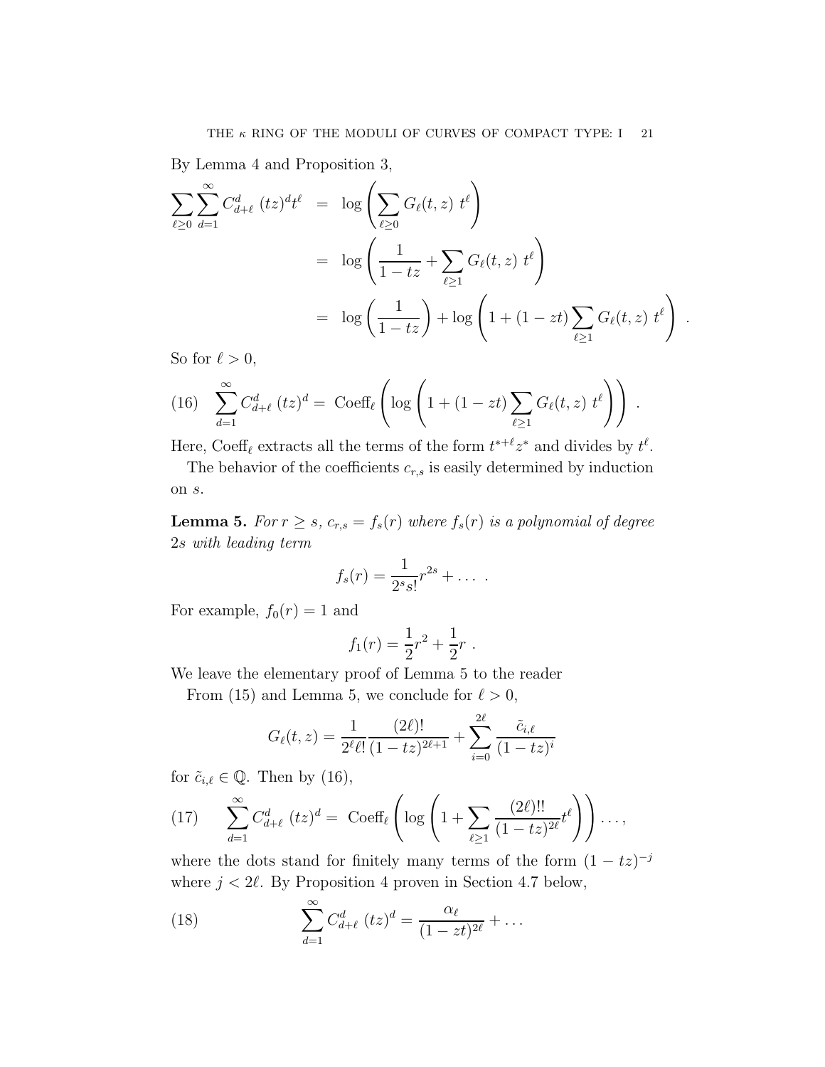By Lemma 4 and Proposition 3,

$$
\begin{aligned}
\sum_{\ell \geq 0} \sum_{d=1}^{\infty} C_{d+\ell}^{d} \ (tz)^d t^\ell &= \log \left( \sum_{\ell \geq 0} G_\ell(t,z) \ t^\ell \right) \\
&= \log \left( \frac{1}{1-tz} + \sum_{\ell \geq 1} G_\ell(t,z) \ t^\ell \right) \\
&= \log \left( \frac{1}{1-tz} \right) + \log \left( 1 + (1-zt) \sum_{\ell \geq 1} G_\ell(t,z) \ t^\ell \right) \ .
\end{aligned}
$$

So for $\ell > 0$,

$$
\sum_{d=1}^{\infty} C_{d+\ell}^{d} \ (tz)^d = \text{Coeff}_\ell \left( \log \left( 1 + (1-zt) \sum_{\ell \geq 1} G_\ell(t,z) \ t^\ell \right) \right) \ . \tag{16}
$$

Here, $\text{Coeff}_\ell$ extracts all the terms of the form $t^{*+\ell} z^*$ and divides by $t^\ell$.

The behavior of the coefficients $c_{r,s}$ is easily determined by induction on $s$.

**Lemma 5.** *For $r \geq s$, $c_{r,s} = f_s(r)$ where $f_s(r)$ is a polynomial of degree $2s$ with leading term*

$$
f_s(r) = \frac{1}{2^s s!} r^{2s} + \dots \ .
$$

For example, $f_0(r) = 1$ and

$$
f_1(r) = \frac{1}{2} r^2 + \frac{1}{2} r \ .
$$

We leave the elementary proof of Lemma 5 to the reader

From (15) and Lemma 5, we conclude for $\ell > 0$,

$$
G_\ell(t,z) = \frac{1}{2^\ell \ell!} \frac{(2\ell)!}{(1-tz)^{2\ell+1}} + \sum_{i=0}^{2\ell} \frac{\tilde{c}_{i,\ell}}{(1-tz)^i}
$$

for $\tilde{c}_{i,\ell} \in \mathbb{Q}$. Then by (16),

$$
\sum_{d=1}^{\infty} C_{d+\ell}^{d} \ (tz)^d = \text{Coeff}_\ell \left( \log \left( 1 + \sum_{\ell \geq 1} \frac{(2\ell)!!}{(1-tz)^{2\ell}} t^\ell \right) \right) \dots , \tag{17}
$$

where the dots stand for finitely many terms of the form $(1-tz)^{-j}$ where $j < 2\ell$. By Proposition 4 proven in Section 4.7 below,

$$
\sum_{d=1}^{\infty} C_{d+\ell}^{d} \ (tz)^d = \frac{\alpha_\ell}{(1-zt)^{2\ell}} + \dots \tag{18}
$$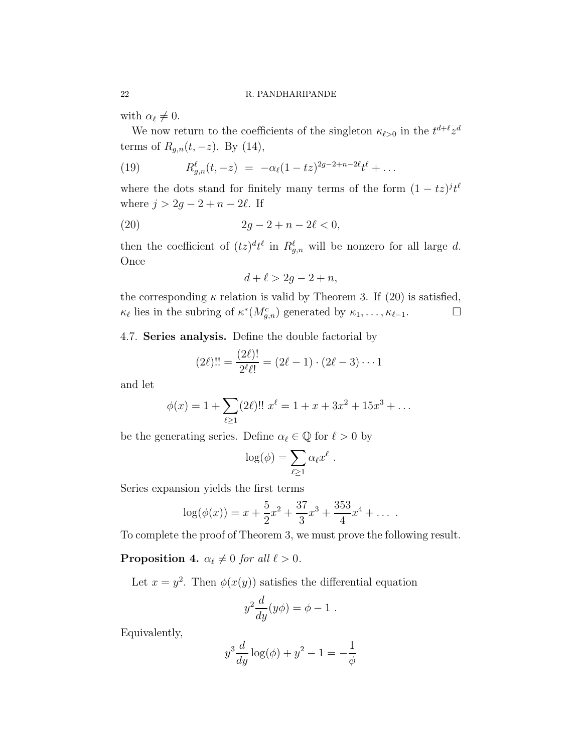with $\alpha_\ell \neq 0$.

We now return to the coefficients of the singleton $\kappa_{\ell>0}$ in the $t^{d+\ell}z^d$ terms of $R_{g,n}(t,-z)$. By (14),

$$R^\ell_{g,n}(t,-z) \;=\; -\alpha_\ell(1-tz)^{2g-2+n-2\ell}t^\ell + \ldots \tag{19}$$

where the dots stand for finitely many terms of the form $(1-tz)^j t^\ell$ where $j > 2g-2+n-2\ell$. If

$$2g-2+n-2\ell < 0, \tag{20}$$

then the coefficient of $(tz)^d t^\ell$ in $R^\ell_{g,n}$ will be nonzero for all large $d$. Once

$$d + \ell > 2g-2+n,$$

the corresponding $\kappa$ relation is valid by Theorem 3. If (20) is satisfied, $\kappa_\ell$ lies in the subring of $\kappa^*(M^c_{g,n})$ generated by $\kappa_1,\ldots,\kappa_{\ell-1}$. $\square$

4.7. **Series analysis.** Define the double factorial by

$$(2\ell)!! = \frac{(2\ell)!}{2^\ell \ell!} = (2\ell-1)\cdot(2\ell-3)\cdots 1$$

and let

$$\phi(x) = 1 + \sum_{\ell\geq 1}(2\ell)!!\ x^\ell = 1 + x + 3x^2 + 15x^3 + \ldots$$

be the generating series. Define $\alpha_\ell \in \mathbb{Q}$ for $\ell > 0$ by

$$\log(\phi) = \sum_{\ell \geq 1}\alpha_\ell x^\ell\ .$$

Series expansion yields the first terms

$$\log(\phi(x)) = x + \frac{5}{2}x^2 + \frac{37}{3}x^3 + \frac{353}{4}x^4 + \ldots\ .$$

To complete the proof of Theorem 3, we must prove the following result.

**Proposition 4.** *$\alpha_\ell \neq 0$ for all $\ell > 0$.*

Let $x = y^2$. Then $\phi(x(y))$ satisfies the differential equation

$$y^2\frac{d}{dy}(y\phi) = \phi - 1\ .$$

Equivalently,

$$y^3\frac{d}{dy}\log(\phi) + y^2 - 1 = -\frac{1}{\phi}$$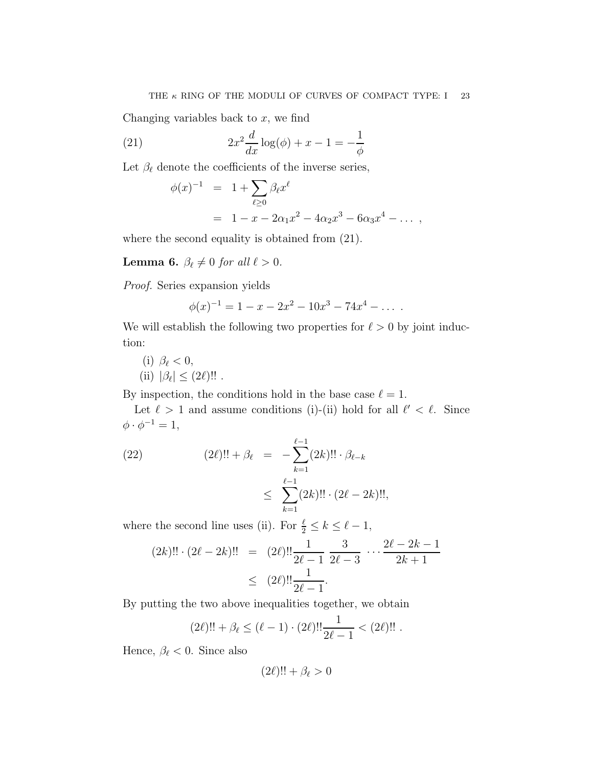Changing variables back to $x$, we find

$$2x^2 \frac{d}{dx} \log(\phi) + x - 1 = -\frac{1}{\phi} \tag{21}$$

Let $\beta_\ell$ denote the coefficients of the inverse series,

$$\begin{aligned}
\phi(x)^{-1} &= 1 + \sum_{\ell \geq 0} \beta_\ell x^\ell \\
&= 1 - x - 2\alpha_1 x^2 - 4\alpha_2 x^3 - 6\alpha_3 x^4 - \ldots \ ,
\end{aligned}$$

where the second equality is obtained from (21).

**Lemma 6.** *$\beta_\ell \neq 0$ for all $\ell > 0$.*

*Proof.* Series expansion yields

$$\phi(x)^{-1} = 1 - x - 2x^2 - 10x^3 - 74x^4 - \ldots \ .$$

We will establish the following two properties for $\ell > 0$ by joint induction:

(i) $\beta_\ell < 0$,
(ii) $|\beta_\ell| \leq (2\ell)!!$ .

By inspection, the conditions hold in the base case $\ell = 1$.

Let $\ell > 1$ and assume conditions (i)-(ii) hold for all $\ell' < \ell$. Since $\phi \cdot \phi^{-1} = 1$,

$$\begin{aligned}
(2\ell)!! + \beta_\ell &= -\sum_{k=1}^{\ell-1} (2k)!! \cdot \beta_{\ell-k} \\
&\leq \sum_{k=1}^{\ell-1} (2k)!! \cdot (2\ell - 2k)!!,
\end{aligned} \tag{22}$$

where the second line uses (ii). For $\frac{\ell}{2} \leq k \leq \ell - 1$,

$$\begin{aligned}
(2k)!! \cdot (2\ell - 2k)!! &= (2\ell)!! \frac{1}{2\ell - 1} \ \frac{3}{2\ell - 3} \ \cdots \frac{2\ell - 2k - 1}{2k + 1} \\
&\leq (2\ell)!! \frac{1}{2\ell - 1}.
\end{aligned}$$

By putting the two above inequalities together, we obtain

$$(2\ell)!! + \beta_\ell \leq (\ell - 1) \cdot (2\ell)!! \frac{1}{2\ell - 1} < (2\ell)!! \ .$$

Hence, $\beta_\ell < 0$. Since also

$$(2\ell)!! + \beta_\ell > 0$$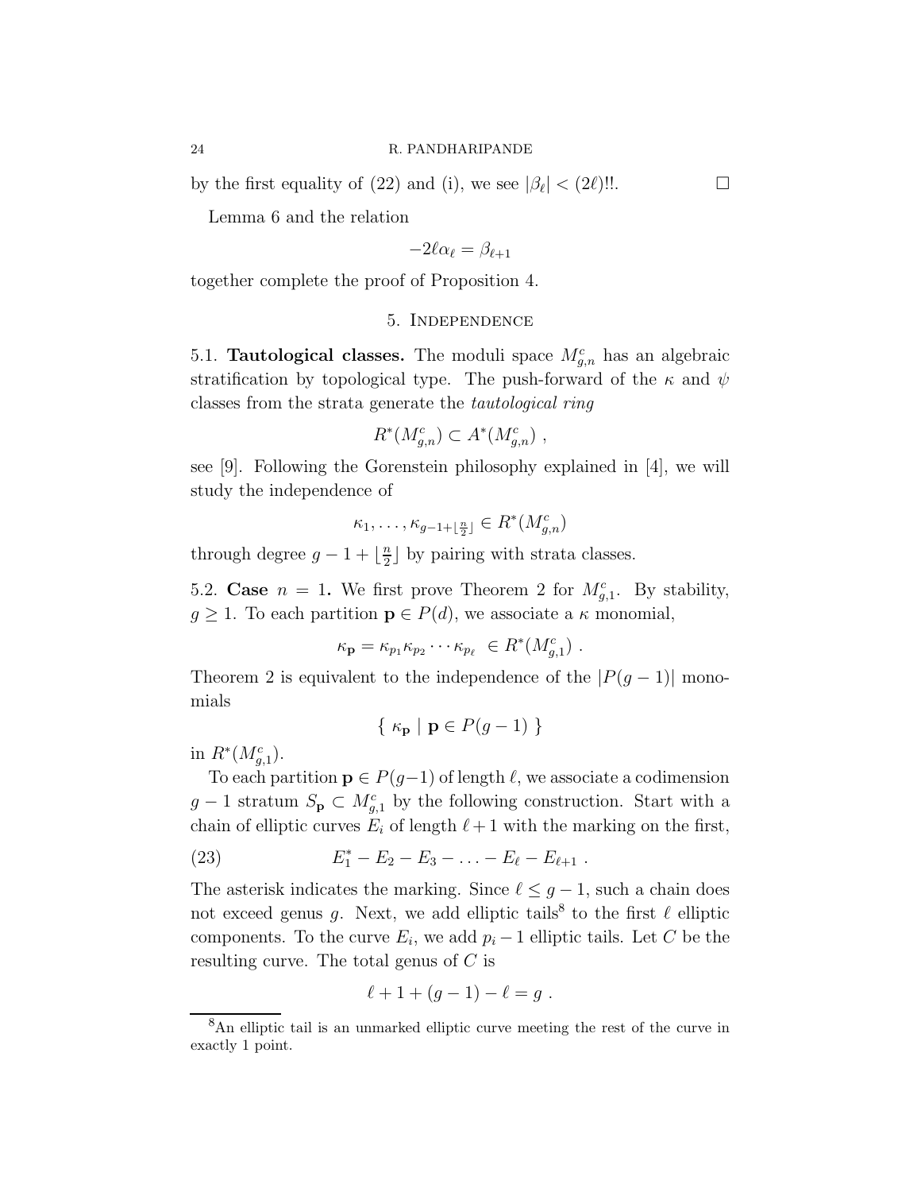by the first equality of (22) and (i), we see $|\beta_\ell| < (2\ell)!!$. $\square$

Lemma 6 and the relation

$$-2\ell\alpha_\ell = \beta_{\ell+1}$$

together complete the proof of Proposition 4.

## 5. Independence

5.1. **Tautological classes.** The moduli space $M^c_{g,n}$ has an algebraic stratification by topological type. The push-forward of the $\kappa$ and $\psi$ classes from the strata generate the *tautological ring*

$$R^*(M^c_{g,n}) \subset A^*(M^c_{g,n}) \ ,$$

see [9]. Following the Gorenstein philosophy explained in [4], we will study the independence of

$$\kappa_1, \ldots, \kappa_{g-1+\lfloor \frac{n}{2} \rfloor} \in R^*(M^c_{g,n})$$

through degree $g - 1 + \lfloor \frac{n}{2} \rfloor$ by pairing with strata classes.

5.2. **Case** $n = 1$**.** We first prove Theorem 2 for $M^c_{g,1}$. By stability, $g \geq 1$. To each partition $\mathbf{p} \in P(d)$, we associate a $\kappa$ monomial,

$$\kappa_{\mathbf{p}} = \kappa_{p_1}\kappa_{p_2}\cdots\kappa_{p_\ell} \ \in R^*(M^c_{g,1}) \ .$$

Theorem 2 is equivalent to the independence of the $|P(g-1)|$ monomials

$$\{ \ \kappa_{\mathbf{p}} \mid \mathbf{p} \in P(g-1) \ \}$$

in $R^*(M^c_{g,1})$.

To each partition $\mathbf{p} \in P(g-1)$ of length $\ell$, we associate a codimension $g-1$ stratum $S_{\mathbf{p}} \subset M^c_{g,1}$ by the following construction. Start with a chain of elliptic curves $E_i$ of length $\ell + 1$ with the marking on the first,

$$E^*_1 - E_2 - E_3 - \ldots - E_\ell - E_{\ell+1} \ . \tag{23}$$

The asterisk indicates the marking. Since $\ell \leq g-1$, such a chain does not exceed genus $g$. Next, we add elliptic tails[8] to the first $\ell$ elliptic components. To the curve $E_i$, we add $p_i - 1$ elliptic tails. Let $C$ be the resulting curve. The total genus of $C$ is

$$\ell + 1 + (g-1) - \ell = g \ .$$

[8]An elliptic tail is an unmarked elliptic curve meeting the rest of the curve in exactly 1 point.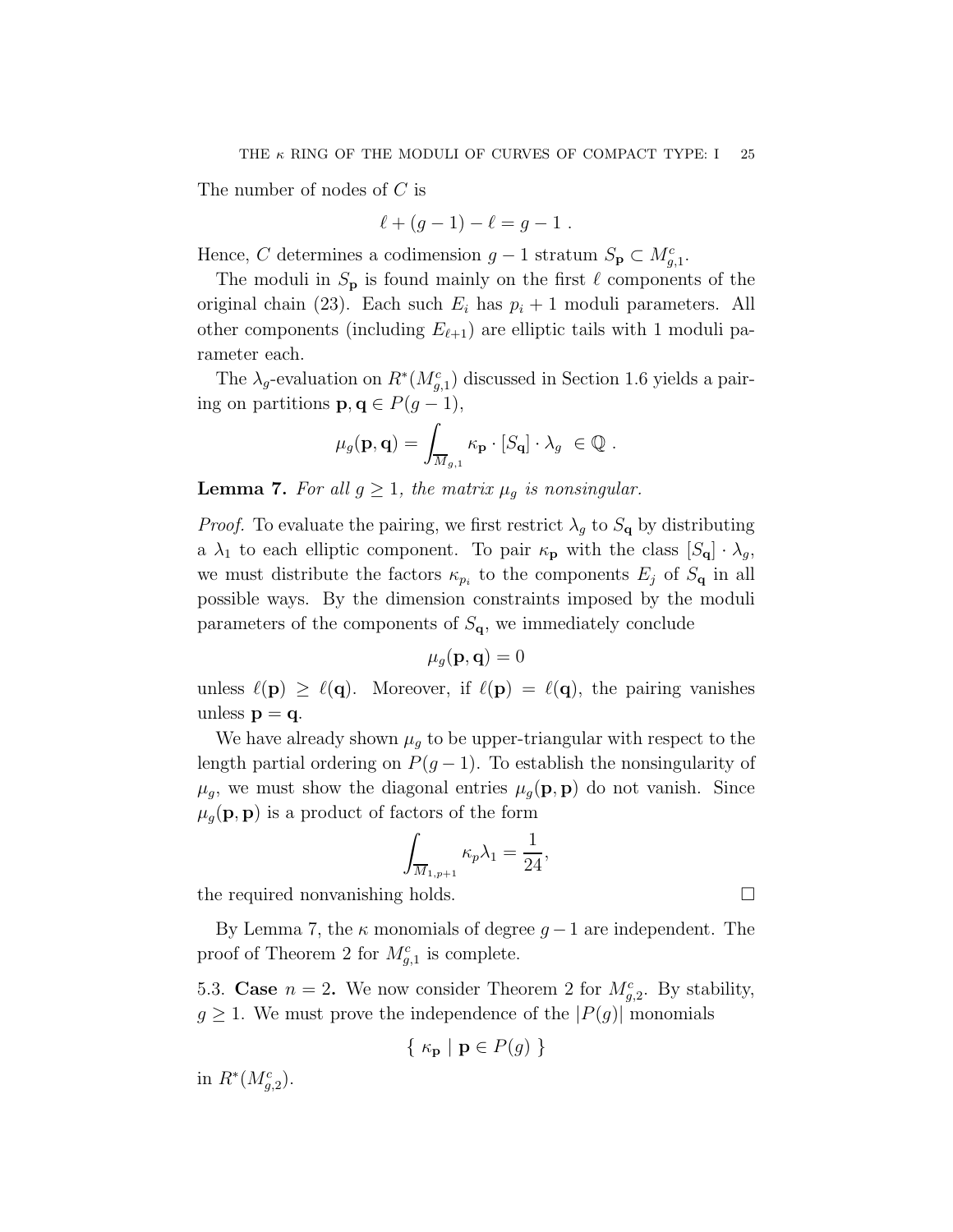The number of nodes of $C$ is

$$\ell + (g-1) - \ell = g - 1 \ .$$

Hence, $C$ determines a codimension $g-1$ stratum $S_{\mathbf{p}} \subset M^c_{g,1}$.

The moduli in $S_{\mathbf{p}}$ is found mainly on the first $\ell$ components of the original chain (23). Each such $E_i$ has $p_i + 1$ moduli parameters. All other components (including $E_{\ell+1}$) are elliptic tails with 1 moduli parameter each.

The $\lambda_g$-evaluation on $R^*(M^c_{g,1})$ discussed in Section 1.6 yields a pairing on partitions $\mathbf{p}, \mathbf{q} \in P(g-1)$,

$$\mu_g(\mathbf{p}, \mathbf{q}) = \int_{\overline{M}_{g,1}} \kappa_{\mathbf{p}} \cdot [S_{\mathbf{q}}] \cdot \lambda_g \ \in \mathbb{Q} \ .$$

**Lemma 7.** *For all $g \geq 1$, the matrix $\mu_g$ is nonsingular.*

*Proof.* To evaluate the pairing, we first restrict $\lambda_g$ to $S_{\mathbf{q}}$ by distributing a $\lambda_1$ to each elliptic component. To pair $\kappa_{\mathbf{p}}$ with the class $[S_{\mathbf{q}}] \cdot \lambda_g$, we must distribute the factors $\kappa_{p_i}$ to the components $E_j$ of $S_{\mathbf{q}}$ in all possible ways. By the dimension constraints imposed by the moduli parameters of the components of $S_{\mathbf{q}}$, we immediately conclude

$$\mu_g(\mathbf{p}, \mathbf{q}) = 0$$

unless $\ell(\mathbf{p}) \geq \ell(\mathbf{q})$. Moreover, if $\ell(\mathbf{p}) = \ell(\mathbf{q})$, the pairing vanishes unless $\mathbf{p} = \mathbf{q}$.

We have already shown $\mu_g$ to be upper-triangular with respect to the length partial ordering on $P(g-1)$. To establish the nonsingularity of $\mu_g$, we must show the diagonal entries $\mu_g(\mathbf{p}, \mathbf{p})$ do not vanish. Since $\mu_g(\mathbf{p}, \mathbf{p})$ is a product of factors of the form

$$\int_{\overline{M}_{1,p+1}} \kappa_p \lambda_1 = \frac{1}{24},$$

the required nonvanishing holds. □

By Lemma 7, the $\kappa$ monomials of degree $g-1$ are independent. The proof of Theorem 2 for $M^c_{g,1}$ is complete.

5.3. **Case $n = 2$.** We now consider Theorem 2 for $M^c_{g,2}$. By stability, $g \geq 1$. We must prove the independence of the $|P(g)|$ monomials

$$\{ \ \kappa_{\mathbf{p}} \mid \mathbf{p} \in P(g) \ \}$$

in $R^*(M^c_{g,2})$.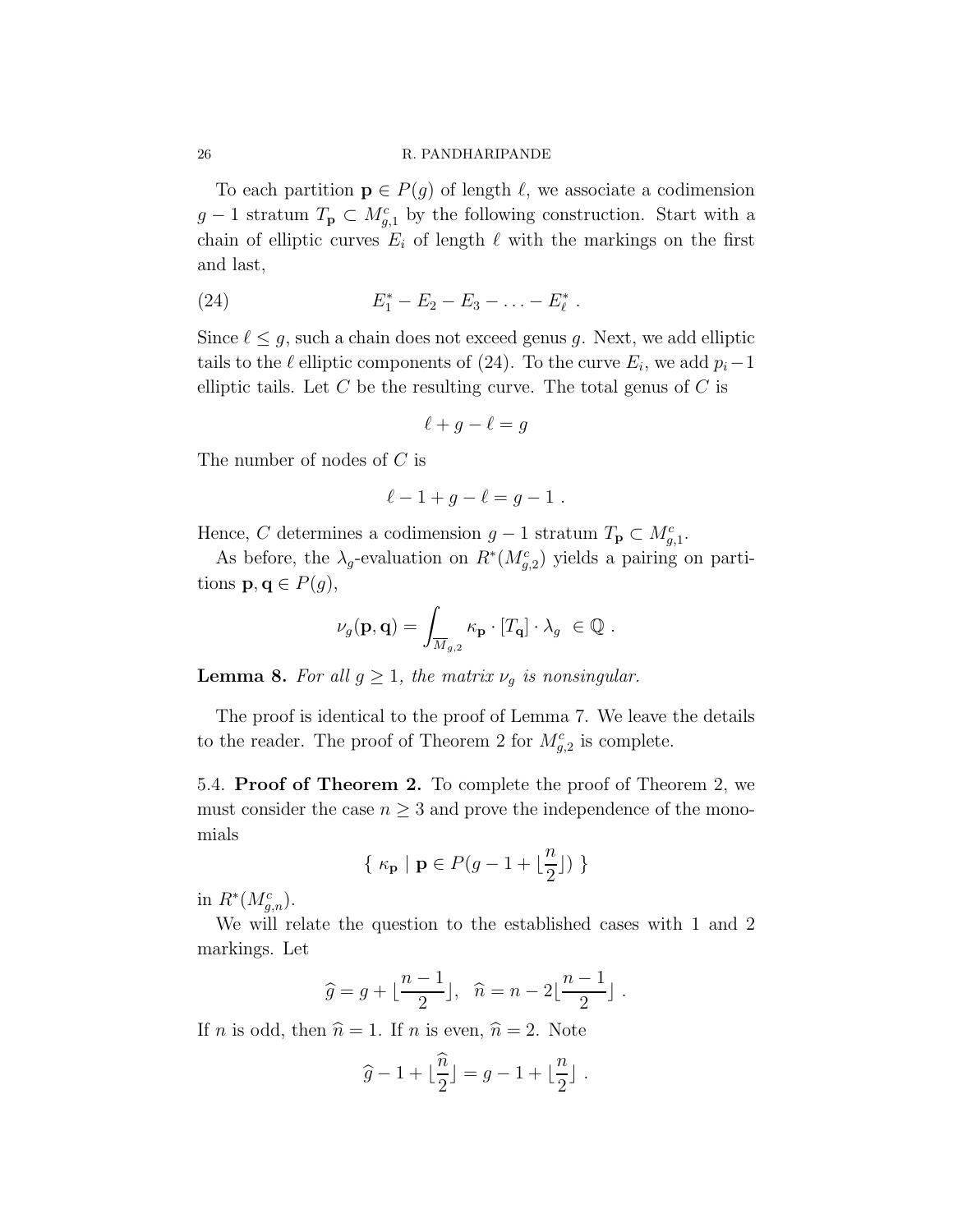To each partition $\mathbf{p} \in P(g)$ of length $\ell$, we associate a codimension $g-1$ stratum $T_{\mathbf{p}} \subset M^c_{g,1}$ by the following construction. Start with a chain of elliptic curves $E_i$ of length $\ell$ with the markings on the first and last,

$$E_1^* - E_2 - E_3 - \ldots - E_\ell^* \ . \tag{24}$$

Since $\ell \leq g$, such a chain does not exceed genus $g$. Next, we add elliptic tails to the $\ell$ elliptic components of (24). To the curve $E_i$, we add $p_i - 1$ elliptic tails. Let $C$ be the resulting curve. The total genus of $C$ is

$$\ell + g - \ell = g$$

The number of nodes of $C$ is

$$\ell - 1 + g - \ell = g - 1 \ .$$

Hence, $C$ determines a codimension $g-1$ stratum $T_{\mathbf{p}} \subset M^c_{g,1}$.

As before, the $\lambda_g$-evaluation on $R^*(M^c_{g,2})$ yields a pairing on partitions $\mathbf{p}, \mathbf{q} \in P(g)$,

$$\nu_g(\mathbf{p}, \mathbf{q}) = \int_{\overline{M}_{g,2}} \kappa_{\mathbf{p}} \cdot [T_{\mathbf{q}}] \cdot \lambda_g \ \in \mathbb{Q} \ .$$

**Lemma 8.** *For all $g \geq 1$, the matrix $\nu_g$ is nonsingular.*

The proof is identical to the proof of Lemma 7. We leave the details to the reader. The proof of Theorem 2 for $M^c_{g,2}$ is complete.

5.4. **Proof of Theorem 2.** To complete the proof of Theorem 2, we must consider the case $n \geq 3$ and prove the independence of the monomials

$$\{ \ \kappa_{\mathbf{p}} \mid \mathbf{p} \in P(g - 1 + \lfloor \frac{n}{2} \rfloor) \ \}$$

in $R^*(M^c_{g,n})$.

We will relate the question to the established cases with 1 and 2 markings. Let

$$\widehat{g} = g + \lfloor \frac{n-1}{2} \rfloor, \quad \widehat{n} = n - 2 \lfloor \frac{n-1}{2} \rfloor \ .$$

If $n$ is odd, then $\widehat{n} = 1$. If $n$ is even, $\widehat{n} = 2$. Note

$$\widehat{g} - 1 + \lfloor \frac{\widehat{n}}{2} \rfloor = g - 1 + \lfloor \frac{n}{2} \rfloor \ .$$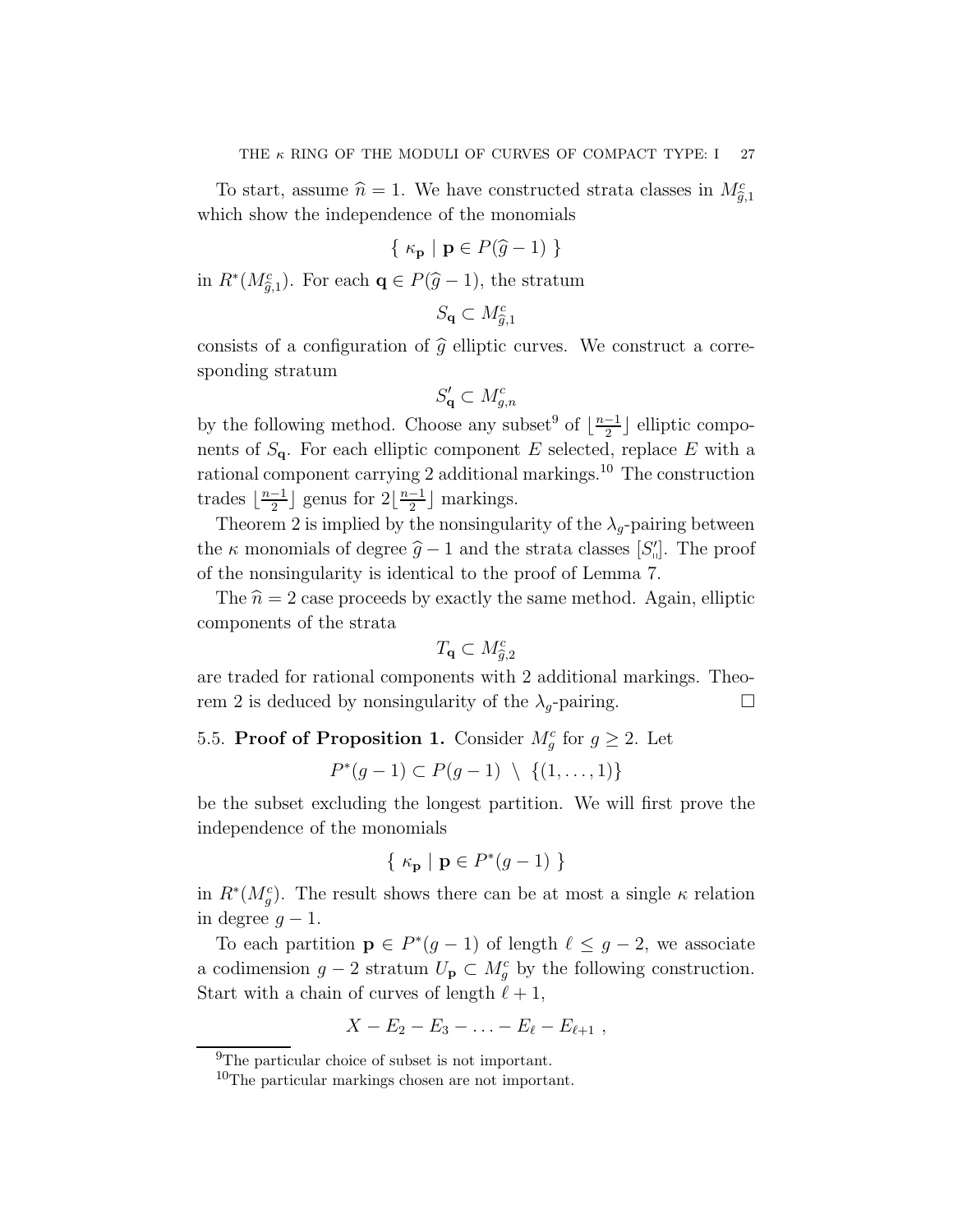To start, assume $\widehat{n} = 1$. We have constructed strata classes in $M^c_{\widehat{g},1}$ which show the independence of the monomials

$$\{ \ \kappa_{\mathbf{p}} \mid \mathbf{p} \in P(\widehat{g}-1) \ \}$$

in $R^*(M^c_{\widehat{g},1})$. For each $\mathbf{q} \in P(\widehat{g}-1)$, the stratum

$$S_{\mathbf{q}} \subset M^c_{\widehat{g},1}$$

consists of a configuration of $\widehat{g}$ elliptic curves. We construct a corresponding stratum

$$S'_{\mathbf{q}} \subset M^c_{g,n}$$

by the following method. Choose any subset[9] of $\lfloor \frac{n-1}{2} \rfloor$ elliptic components of $S_{\mathbf{q}}$. For each elliptic component $E$ selected, replace $E$ with a rational component carrying 2 additional markings.[10] The construction trades $\lfloor \frac{n-1}{2} \rfloor$ genus for $2\lfloor \frac{n-1}{2} \rfloor$ markings.

Theorem 2 is implied by the nonsingularity of the $\lambda_g$-pairing between the $\kappa$ monomials of degree $\widehat{g}-1$ and the strata classes $[S'_{\mathbf{q}}]$. The proof of the nonsingularity is identical to the proof of Lemma 7.

The $\widehat{n} = 2$ case proceeds by exactly the same method. Again, elliptic components of the strata

$$T_{\mathbf{q}} \subset M^c_{\widehat{g},2}$$

are traded for rational components with 2 additional markings. Theorem 2 is deduced by nonsingularity of the $\lambda_g$-pairing. □

## 5.5. Proof of Proposition 1.

Consider $M^c_g$ for $g \geq 2$. Let

$$P^*(g-1) \subset P(g-1) \ \setminus \ \{(1,\ldots,1)\}$$

be the subset excluding the longest partition. We will first prove the independence of the monomials

$$\{ \ \kappa_{\mathbf{p}} \mid \mathbf{p} \in P^*(g-1) \ \}$$

in $R^*(M^c_g)$. The result shows there can be at most a single $\kappa$ relation in degree $g-1$.

To each partition $\mathbf{p} \in P^*(g-1)$ of length $\ell \leq g-2$, we associate a codimension $g-2$ stratum $U_{\mathbf{p}} \subset M^c_g$ by the following construction. Start with a chain of curves of length $\ell + 1$,

$$X - E_2 - E_3 - \ldots - E_\ell - E_{\ell+1} \ ,$$

---

[9] The particular choice of subset is not important.

[10] The particular markings chosen are not important.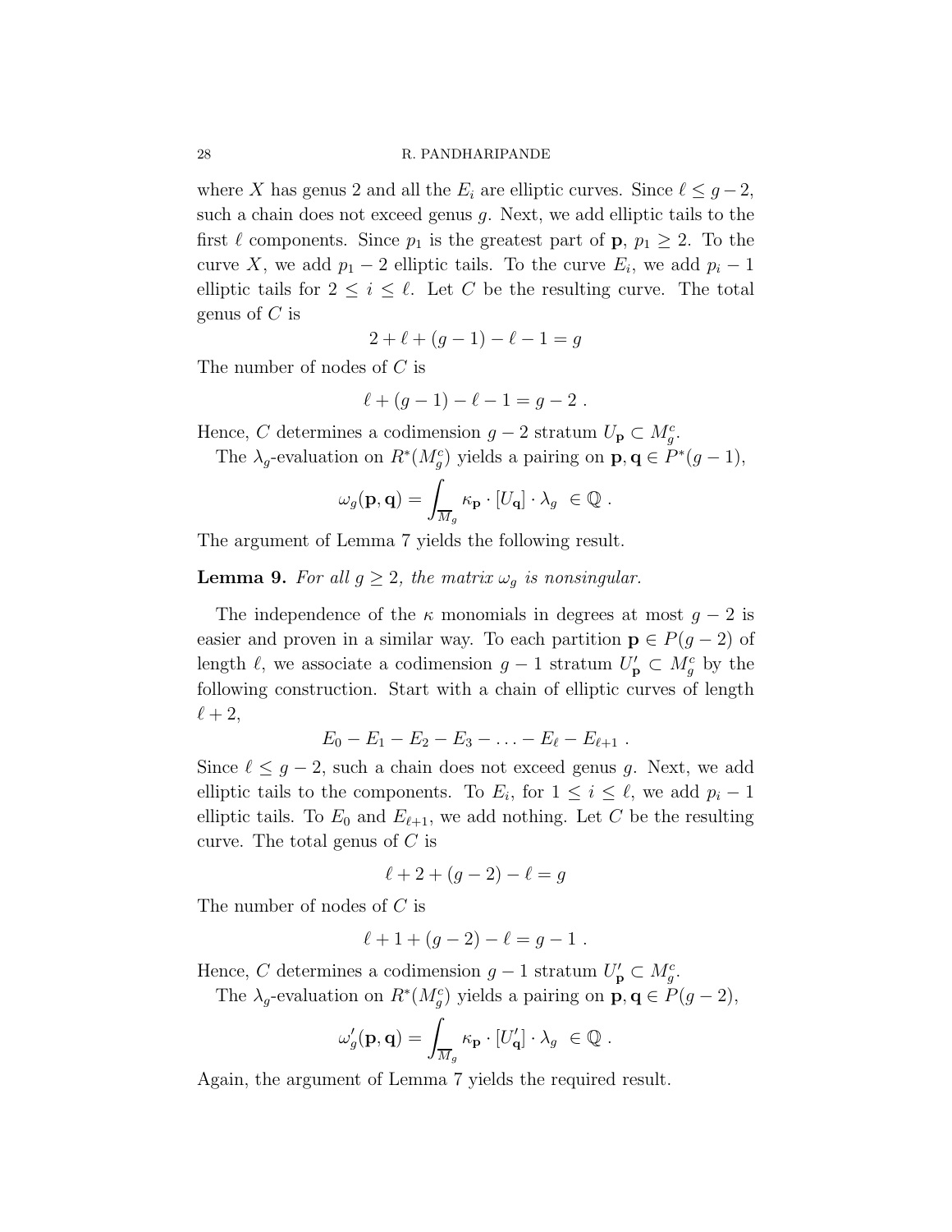where $X$ has genus 2 and all the $E_i$ are elliptic curves. Since $\ell \leq g-2$, such a chain does not exceed genus $g$. Next, we add elliptic tails to the first $\ell$ components. Since $p_1$ is the greatest part of $\mathbf{p}$, $p_1 \geq 2$. To the curve $X$, we add $p_1 - 2$ elliptic tails. To the curve $E_i$, we add $p_i - 1$ elliptic tails for $2 \leq i \leq \ell$. Let $C$ be the resulting curve. The total genus of $C$ is

$$2 + \ell + (g-1) - \ell - 1 = g$$

The number of nodes of $C$ is

$$\ell + (g-1) - \ell - 1 = g - 2 \ .$$

Hence, $C$ determines a codimension $g-2$ stratum $U_{\mathbf{p}} \subset M_g^c$.

The $\lambda_g$-evaluation on $R^*(M_g^c)$ yields a pairing on $\mathbf{p}, \mathbf{q} \in P^*(g-1)$,

$$\omega_g(\mathbf{p}, \mathbf{q}) = \int_{\overline{M}_g} \kappa_{\mathbf{p}} \cdot [U_{\mathbf{q}}] \cdot \lambda_g \ \in \mathbb{Q} \ .$$

The argument of Lemma 7 yields the following result.

**Lemma 9.** *For all $g \geq 2$, the matrix $\omega_g$ is nonsingular.*

The independence of the $\kappa$ monomials in degrees at most $g-2$ is easier and proven in a similar way. To each partition $\mathbf{p} \in P(g-2)$ of length $\ell$, we associate a codimension $g-1$ stratum $U'_{\mathbf{p}} \subset M_g^c$ by the following construction. Start with a chain of elliptic curves of length $\ell + 2$,

$$E_0 - E_1 - E_2 - E_3 - \ldots - E_\ell - E_{\ell+1} \ .$$

Since $\ell \leq g-2$, such a chain does not exceed genus $g$. Next, we add elliptic tails to the components. To $E_i$, for $1 \leq i \leq \ell$, we add $p_i - 1$ elliptic tails. To $E_0$ and $E_{\ell+1}$, we add nothing. Let $C$ be the resulting curve. The total genus of $C$ is

$$\ell + 2 + (g-2) - \ell = g$$

The number of nodes of $C$ is

$$\ell + 1 + (g-2) - \ell = g - 1 \ .$$

Hence, $C$ determines a codimension $g-1$ stratum $U'_{\mathbf{p}} \subset M_g^c$.

The $\lambda_g$-evaluation on $R^*(M_g^c)$ yields a pairing on $\mathbf{p}, \mathbf{q} \in P(g-2)$,

$$\omega'_g(\mathbf{p}, \mathbf{q}) = \int_{\overline{M}_g} \kappa_{\mathbf{p}} \cdot [U'_{\mathbf{q}}] \cdot \lambda_g \ \in \mathbb{Q} \ .$$

Again, the argument of Lemma 7 yields the required result.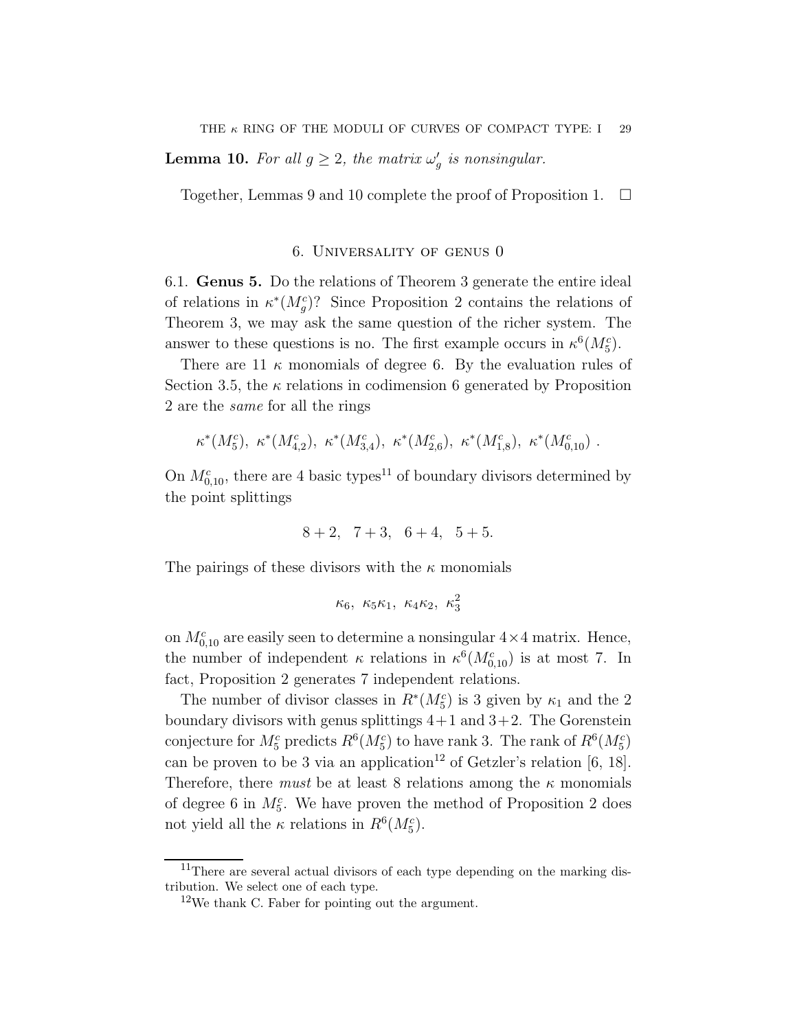**Lemma 10.** *For all $g \geq 2$, the matrix $\omega'_g$ is nonsingular.*

Together, Lemmas 9 and 10 complete the proof of Proposition 1. $\square$

## 6. Universality of genus 0

### 6.1. Genus 5.

Do the relations of Theorem 3 generate the entire ideal of relations in $\kappa^*(M_g^c)$? Since Proposition 2 contains the relations of Theorem 3, we may ask the same question of the richer system. The answer to these questions is no. The first example occurs in $\kappa^6(M_5^c)$.

There are 11 $\kappa$ monomials of degree 6. By the evaluation rules of Section 3.5, the $\kappa$ relations in codimension 6 generated by Proposition 2 are the *same* for all the rings

$$\kappa^*(M_5^c),\ \kappa^*(M_{4,2}^c),\ \kappa^*(M_{3,4}^c),\ \kappa^*(M_{2,6}^c),\ \kappa^*(M_{1,8}^c),\ \kappa^*(M_{0,10}^c)\ .$$

On $M_{0,10}^c$, there are 4 basic types[11] of boundary divisors determined by the point splittings

$$8+2,\quad 7+3,\quad 6+4,\quad 5+5.$$

The pairings of these divisors with the $\kappa$ monomials

$$\kappa_6,\ \kappa_5\kappa_1,\ \kappa_4\kappa_2,\ \kappa_3^2$$

on $M_{0,10}^c$ are easily seen to determine a nonsingular $4\times 4$ matrix. Hence, the number of independent $\kappa$ relations in $\kappa^6(M_{0,10}^c)$ is at most 7. In fact, Proposition 2 generates 7 independent relations.

The number of divisor classes in $R^*(M_5^c)$ is 3 given by $\kappa_1$ and the 2 boundary divisors with genus splittings $4+1$ and $3+2$. The Gorenstein conjecture for $M_5^c$ predicts $R^6(M_5^c)$ to have rank 3. The rank of $R^6(M_5^c)$ can be proven to be 3 via an application[12] of Getzler's relation [6, 18]. Therefore, there *must* be at least 8 relations among the $\kappa$ monomials of degree 6 in $M_5^c$. We have proven the method of Proposition 2 does not yield all the $\kappa$ relations in $R^6(M_5^c)$.

---

[11] There are several actual divisors of each type depending on the marking distribution. We select one of each type.

[12] We thank C. Faber for pointing out the argument.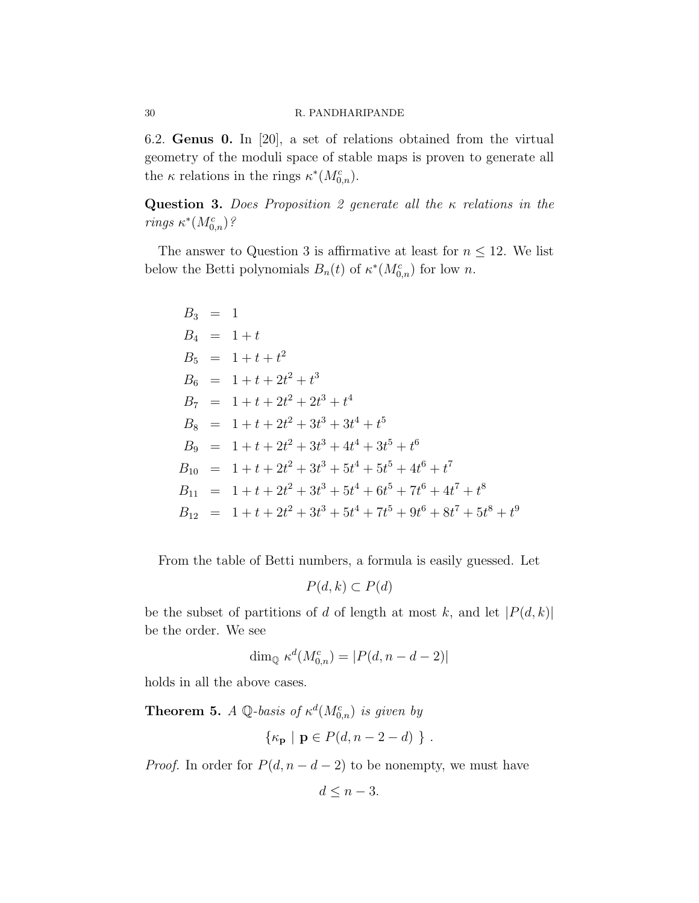6.2. **Genus 0.** In [20], a set of relations obtained from the virtual geometry of the moduli space of stable maps is proven to generate all the $\kappa$ relations in the rings $\kappa^*(M^c_{0,n})$.

**Question 3.** *Does Proposition 2 generate all the $\kappa$ relations in the rings $\kappa^*(M^c_{0,n})$?*

The answer to Question 3 is affirmative at least for $n \leq 12$. We list below the Betti polynomials $B_n(t)$ of $\kappa^*(M^c_{0,n})$ for low $n$.

$$
\begin{aligned}
B_3 &= 1 \\
B_4 &= 1+t \\
B_5 &= 1+t+t^2 \\
B_6 &= 1+t+2t^2+t^3 \\
B_7 &= 1+t+2t^2+2t^3+t^4 \\
B_8 &= 1+t+2t^2+3t^3+3t^4+t^5 \\
B_9 &= 1+t+2t^2+3t^3+4t^4+3t^5+t^6 \\
B_{10} &= 1+t+2t^2+3t^3+5t^4+5t^5+4t^6+t^7 \\
B_{11} &= 1+t+2t^2+3t^3+5t^4+6t^5+7t^6+4t^7+t^8 \\
B_{12} &= 1+t+2t^2+3t^3+5t^4+7t^5+9t^6+8t^7+5t^8+t^9
\end{aligned}
$$

From the table of Betti numbers, a formula is easily guessed. Let

$$P(d,k) \subset P(d)$$

be the subset of partitions of $d$ of length at most $k$, and let $|P(d,k)|$ be the order. We see

$$\dim_{\mathbb{Q}} \kappa^d(M^c_{0,n}) = |P(d, n-d-2)|$$

holds in all the above cases.

**Theorem 5.** *A $\mathbb{Q}$-basis of $\kappa^d(M^c_{0,n})$ is given by*

$$\{\kappa_{\mathbf{p}} \mid \mathbf{p} \in P(d, n-2-d)\ \}\ .$$

*Proof.* In order for $P(d, n-d-2)$ to be nonempty, we must have

$$d \leq n-3.$$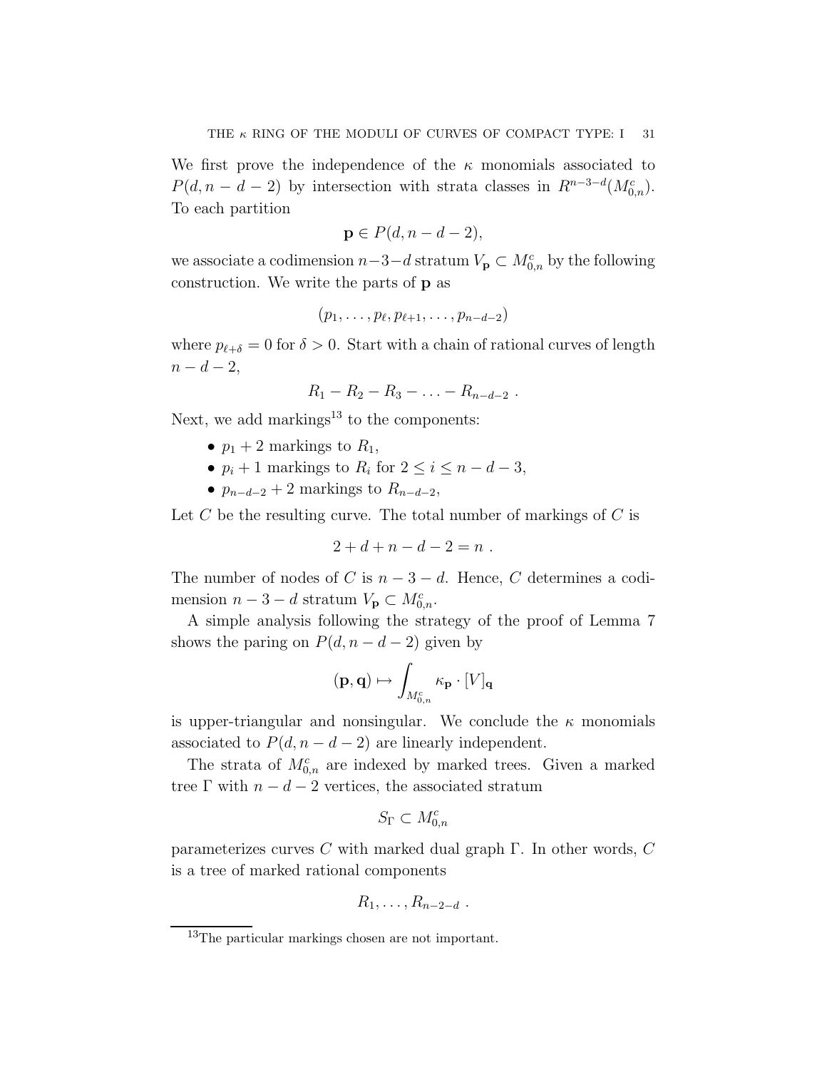We first prove the independence of the $\kappa$ monomials associated to $P(d, n-d-2)$ by intersection with strata classes in $R^{n-3-d}(M^c_{0,n})$. To each partition

$$\mathbf{p} \in P(d, n-d-2),$$

we associate a codimension $n-3-d$ stratum $V_{\mathbf{p}} \subset M^c_{0,n}$ by the following construction. We write the parts of $\mathbf{p}$ as

$$(p_1, \ldots, p_\ell, p_{\ell+1}, \ldots, p_{n-d-2})$$

where $p_{\ell+\delta} = 0$ for $\delta > 0$. Start with a chain of rational curves of length $n-d-2$,

$$R_1 - R_2 - R_3 - \ldots - R_{n-d-2} \ .$$

Next, we add markings[13] to the components:

- $p_1 + 2$ markings to $R_1$,
- $p_i + 1$ markings to $R_i$ for $2 \leq i \leq n-d-3$,
- $p_{n-d-2} + 2$ markings to $R_{n-d-2}$,

Let $C$ be the resulting curve. The total number of markings of $C$ is

$$2 + d + n - d - 2 = n \ .$$

The number of nodes of $C$ is $n-3-d$. Hence, $C$ determines a codimension $n-3-d$ stratum $V_{\mathbf{p}} \subset M^c_{0,n}$.

A simple analysis following the strategy of the proof of Lemma 7 shows the paring on $P(d, n-d-2)$ given by

$$(\mathbf{p}, \mathbf{q}) \mapsto \int_{M^c_{0,n}} \kappa_{\mathbf{p}} \cdot [V]_{\mathbf{q}}$$

is upper-triangular and nonsingular. We conclude the $\kappa$ monomials associated to $P(d, n-d-2)$ are linearly independent.

The strata of $M^c_{0,n}$ are indexed by marked trees. Given a marked tree $\Gamma$ with $n-d-2$ vertices, the associated stratum

$$S_\Gamma \subset M^c_{0,n}$$

parameterizes curves $C$ with marked dual graph $\Gamma$. In other words, $C$ is a tree of marked rational components

$$R_1, \ldots, R_{n-2-d} \ .$$

[13] The particular markings chosen are not important.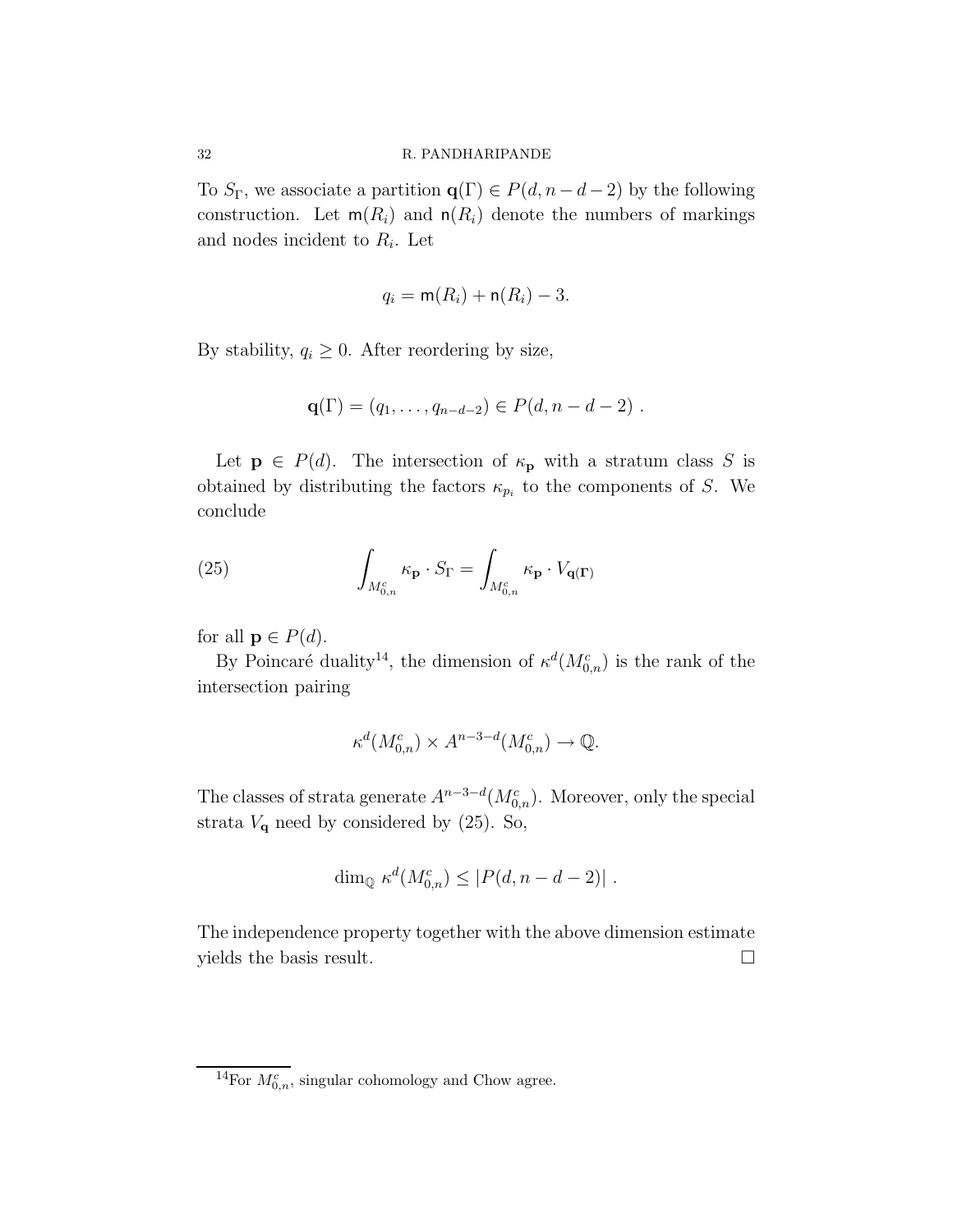To $S_\Gamma$, we associate a partition $\mathbf{q}(\Gamma) \in P(d, n-d-2)$ by the following construction. Let $\mathsf{m}(R_i)$ and $\mathsf{n}(R_i)$ denote the numbers of markings and nodes incident to $R_i$. Let

$$q_i = \mathsf{m}(R_i) + \mathsf{n}(R_i) - 3.$$

By stability, $q_i \geq 0$. After reordering by size,

$$\mathbf{q}(\Gamma) = (q_1, \ldots, q_{n-d-2}) \in P(d, n-d-2) \ .$$

Let $\mathbf{p} \in P(d)$. The intersection of $\kappa_{\mathbf{p}}$ with a stratum class $S$ is obtained by distributing the factors $\kappa_{p_i}$ to the components of $S$. We conclude

$$\int_{M_{0,n}^c} \kappa_{\mathbf{p}} \cdot S_\Gamma = \int_{M_{0,n}^c} \kappa_{\mathbf{p}} \cdot V_{\mathbf{q}(\Gamma)} \tag{25}$$

for all $\mathbf{p} \in P(d)$.

By Poincaré duality[14], the dimension of $\kappa^d(M_{0,n}^c)$ is the rank of the intersection pairing

$$\kappa^d(M_{0,n}^c) \times A^{n-3-d}(M_{0,n}^c) \to \mathbb{Q}.$$

The classes of strata generate $A^{n-3-d}(M_{0,n}^c)$. Moreover, only the special strata $V_{\mathbf{q}}$ need by considered by (25). So,

$$\dim_{\mathbb{Q}} \kappa^d(M_{0,n}^c) \leq |P(d, n-d-2)| \ .$$

The independence property together with the above dimension estimate yields the basis result. □

[14] For $M_{0,n}^c$, singular cohomology and Chow agree.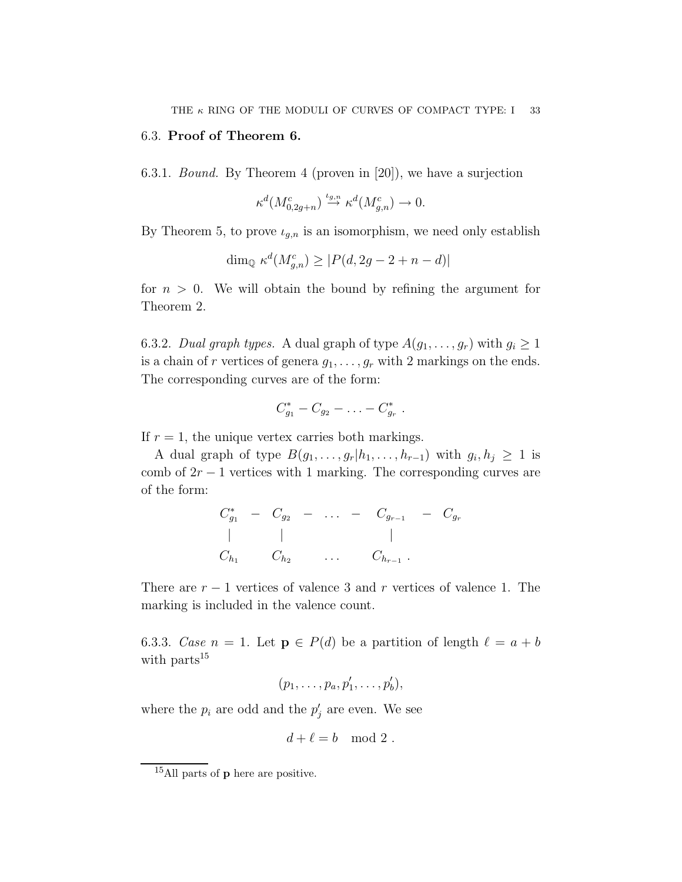### 6.3. **Proof of Theorem 6.**

6.3.1. *Bound.* By Theorem 4 (proven in [20]), we have a surjection

$$\kappa^d(M^c_{0,2g+n}) \stackrel{\iota_{g,n}}{\to} \kappa^d(M^c_{g,n}) \to 0.$$

By Theorem 5, to prove $\iota_{g,n}$ is an isomorphism, we need only establish

$$\dim_{\mathbb{Q}} \kappa^d(M^c_{g,n}) \geq |P(d, 2g-2+n-d)|$$

for $n > 0$. We will obtain the bound by refining the argument for Theorem 2.

6.3.2. *Dual graph types.* A dual graph of type $A(g_1, \ldots, g_r)$ with $g_i \geq 1$ is a chain of $r$ vertices of genera $g_1, \ldots, g_r$ with 2 markings on the ends. The corresponding curves are of the form:

$$C^*_{g_1} - C_{g_2} - \ldots - C^*_{g_r} \ .$$

If $r = 1$, the unique vertex carries both markings.

A dual graph of type $B(g_1, \ldots, g_r | h_1, \ldots, h_{r-1})$ with $g_i, h_j \geq 1$ is comb of $2r-1$ vertices with 1 marking. The corresponding curves are of the form:

$$\begin{array}{ccccccccc} C^*_{g_1} & - & C_{g_2} & - & \ldots & - & C_{g_{r-1}} & - & C_{g_r} \\ | & & | & & & & | & & \\ C_{h_1} & & C_{h_2} & & \ldots & & C_{h_{r-1}} \ . & & \end{array}$$

There are $r-1$ vertices of valence 3 and $r$ vertices of valence 1. The marking is included in the valence count.

6.3.3. *Case $n = 1$.* Let $\mathbf{p} \in P(d)$ be a partition of length $\ell = a + b$ with parts[15]

$$(p_1, \ldots, p_a, p'_1, \ldots, p'_b),$$

where the $p_i$ are odd and the $p'_j$ are even. We see

$$d + \ell = b \mod 2 \ .$$

[15] All parts of $\mathbf{p}$ here are positive.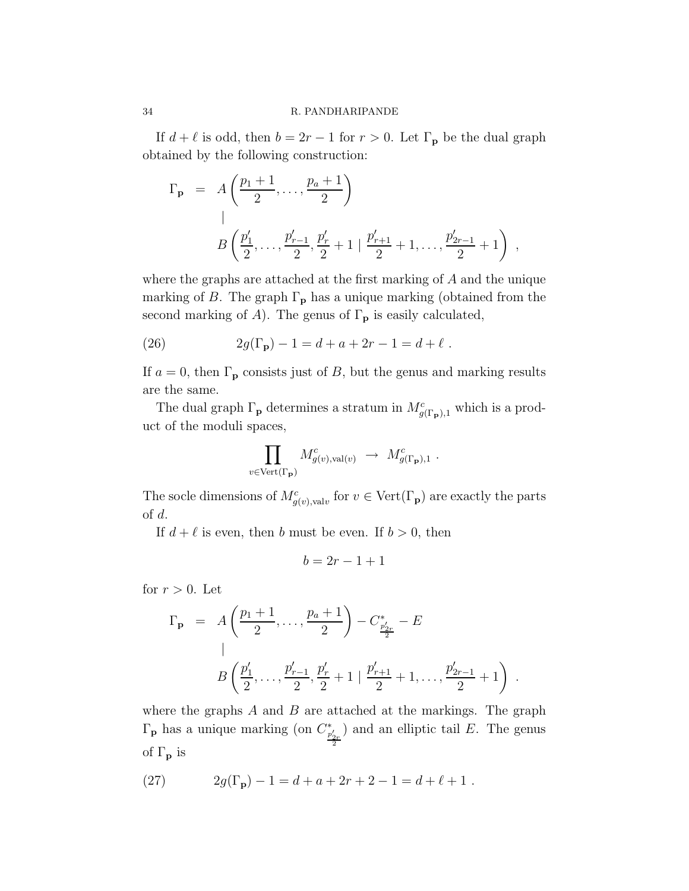If $d + \ell$ is odd, then $b = 2r - 1$ for $r > 0$. Let $\Gamma_{\mathbf{p}}$ be the dual graph obtained by the following construction:

$$
\begin{array}{rcl}
\Gamma_{\mathbf{p}} & = & A\left(\frac{p_1+1}{2}, \ldots, \frac{p_a+1}{2}\right) \\
& & \quad | \\
& & \quad B\left(\frac{p_1'}{2}, \ldots, \frac{p_{r-1}'}{2}, \frac{p_r'}{2}+1 \mid \frac{p_{r+1}'}{2}+1, \ldots, \frac{p_{2r-1}'}{2}+1\right) \ ,
\end{array}
$$

where the graphs are attached at the first marking of $A$ and the unique marking of $B$. The graph $\Gamma_{\mathbf{p}}$ has a unique marking (obtained from the second marking of $A$). The genus of $\Gamma_{\mathbf{p}}$ is easily calculated,

$$
2g(\Gamma_{\mathbf{p}}) - 1 = d + a + 2r - 1 = d + \ell \ . \tag{26}
$$

If $a = 0$, then $\Gamma_{\mathbf{p}}$ consists just of $B$, but the genus and marking results are the same.

The dual graph $\Gamma_{\mathbf{p}}$ determines a stratum in $M^c_{g(\Gamma_{\mathbf{p}}),1}$ which is a product of the moduli spaces,

$$
\prod_{v \in \mathrm{Vert}(\Gamma_{\mathbf{p}})} M^c_{g(v),\mathrm{val}(v)} \ \to \ M^c_{g(\Gamma_{\mathbf{p}}),1} \ .
$$

The socle dimensions of $M^c_{g(v),\mathrm{val}v}$ for $v \in \mathrm{Vert}(\Gamma_{\mathbf{p}})$ are exactly the parts of $d$.

If $d + \ell$ is even, then $b$ must be even. If $b > 0$, then

$$
b = 2r - 1 + 1
$$

for $r > 0$. Let

$$
\begin{array}{rcl}
\Gamma_{\mathbf{p}} & = & A\left(\frac{p_1+1}{2}, \ldots, \frac{p_a+1}{2}\right) - C^*_{\frac{p_{2r}'}{2}} - E \\
& & \quad | \\
& & \quad B\left(\frac{p_1'}{2}, \ldots, \frac{p_{r-1}'}{2}, \frac{p_r'}{2}+1 \mid \frac{p_{r+1}'}{2}+1, \ldots, \frac{p_{2r-1}'}{2}+1\right) \ .
\end{array}
$$

where the graphs $A$ and $B$ are attached at the markings. The graph $\Gamma_{\mathbf{p}}$ has a unique marking (on $C^*_{\frac{p_{2r}'}{2}}$) and an elliptic tail $E$. The genus of $\Gamma_{\mathbf{p}}$ is

$$
2g(\Gamma_{\mathbf{p}}) - 1 = d + a + 2r + 2 - 1 = d + \ell + 1 \ . \tag{27}
$$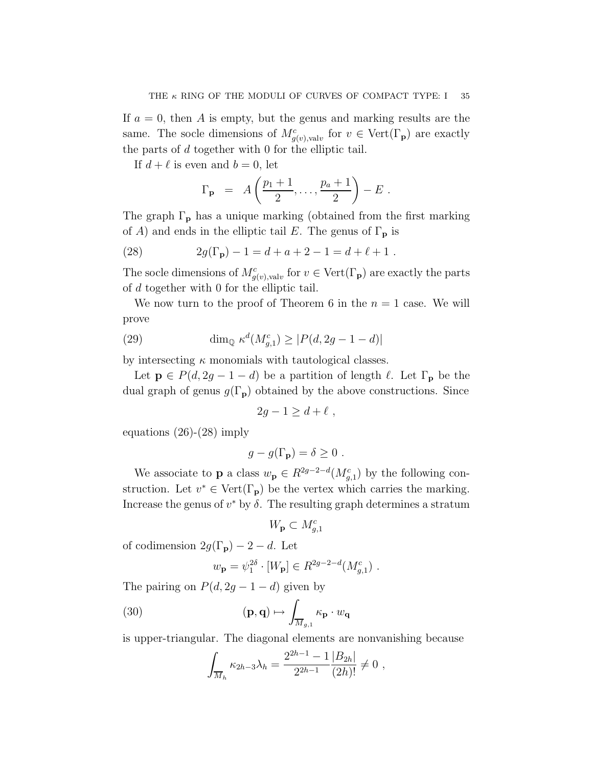If $a = 0$, then $A$ is empty, but the genus and marking results are the same. The socle dimensions of $M^c_{g(v),\text{val}v}$ for $v \in \text{Vert}(\Gamma_{\mathbf{p}})$ are exactly the parts of $d$ together with 0 for the elliptic tail.

If $d + \ell$ is even and $b = 0$, let

$$\Gamma_{\mathbf{p}} \;\; = \;\; A\left(\frac{p_1+1}{2}, \ldots, \frac{p_a+1}{2}\right) - E \; .$$

The graph $\Gamma_{\mathbf{p}}$ has a unique marking (obtained from the first marking of $A$) and ends in the elliptic tail $E$. The genus of $\Gamma_{\mathbf{p}}$ is

$$2g(\Gamma_{\mathbf{p}}) - 1 = d + a + 2 - 1 = d + \ell + 1 \; . \tag{28}$$

The socle dimensions of $M^c_{g(v),\text{val}v}$ for $v \in \text{Vert}(\Gamma_{\mathbf{p}})$ are exactly the parts of $d$ together with 0 for the elliptic tail.

We now turn to the proof of Theorem 6 in the $n = 1$ case. We will prove

$$\dim_{\mathbb{Q}} \, \kappa^d(M^c_{g,1}) \geq |P(d, 2g-1-d)| \tag{29}$$

by intersecting $\kappa$ monomials with tautological classes.

Let $\mathbf{p} \in P(d, 2g-1-d)$ be a partition of length $\ell$. Let $\Gamma_{\mathbf{p}}$ be the dual graph of genus $g(\Gamma_{\mathbf{p}})$ obtained by the above constructions. Since

$$2g - 1 \geq d + \ell \; ,$$

equations (26)-(28) imply

$$g - g(\Gamma_{\mathbf{p}}) = \delta \geq 0 \; .$$

We associate to $\mathbf{p}$ a class $w_{\mathbf{p}} \in R^{2g-2-d}(M^c_{g,1})$ by the following construction. Let $v^* \in \text{Vert}(\Gamma_{\mathbf{p}})$ be the vertex which carries the marking. Increase the genus of $v^*$ by $\delta$. The resulting graph determines a stratum

$$W_{\mathbf{p}} \subset M^c_{g,1}$$

of codimension $2g(\Gamma_{\mathbf{p}}) - 2 - d$. Let

$$w_{\mathbf{p}} = \psi_1^{2\delta} \cdot [W_{\mathbf{p}}] \in R^{2g-2-d}(M^c_{g,1}) \; .$$

The pairing on $P(d, 2g-1-d)$ given by

$$(\mathbf{p}, \mathbf{q}) \mapsto \int_{\overline{M}_{g,1}} \kappa_{\mathbf{p}} \cdot w_{\mathbf{q}} \tag{30}$$

is upper-triangular. The diagonal elements are nonvanishing because

$$\int_{\overline{M}_h} \kappa_{2h-3} \lambda_h = \frac{2^{2h-1}-1}{2^{2h-1}} \frac{|B_{2h}|}{(2h)!} \neq 0 \; ,$$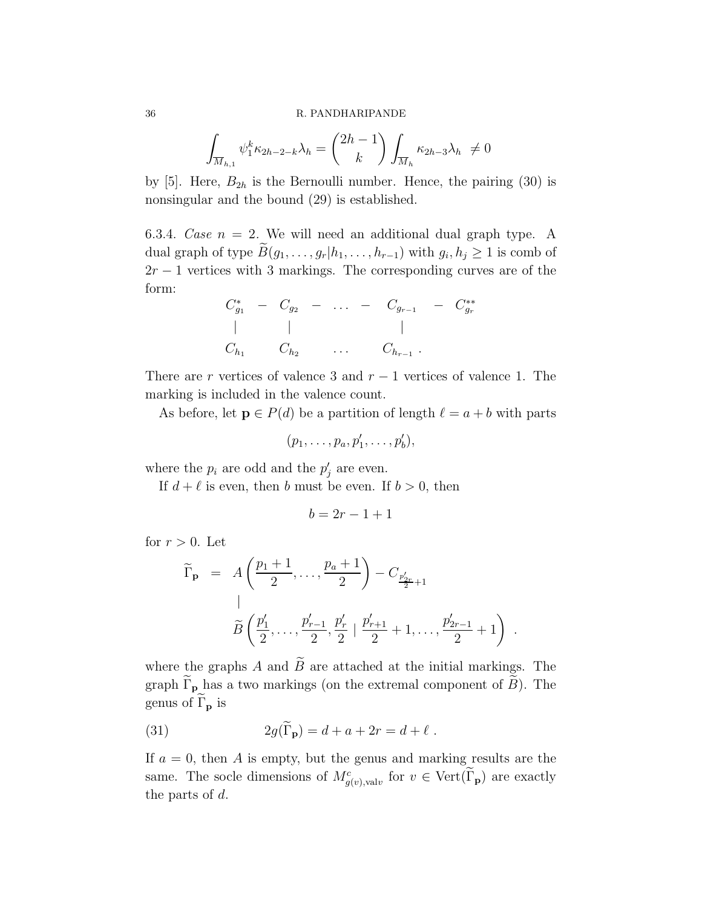$$\int_{\overline{M}_{h,1}} \psi_1^k \kappa_{2h-2-k} \lambda_h = \binom{2h-1}{k} \int_{\overline{M}_h} \kappa_{2h-3} \lambda_h \ \neq 0$$

by [5]. Here, $B_{2h}$ is the Bernoulli number. Hence, the pairing (30) is nonsingular and the bound (29) is established.

6.3.4. *Case* $n = 2$. We will need an additional dual graph type. A dual graph of type $\widetilde{B}(g_1, \ldots, g_r | h_1, \ldots, h_{r-1})$ with $g_i, h_j \geq 1$ is comb of $2r-1$ vertices with 3 markings. The corresponding curves are of the form:

$$\begin{array}{ccccccccc} C^*_{g_1} & - & C_{g_2} & - & \ldots & - & C_{g_{r-1}} & - & C^{**}_{g_r} \\ | & & | & & & & | & & \\ C_{h_1} & & C_{h_2} & & \ldots & & C_{h_{r-1}} \ . & & \end{array}$$

There are $r$ vertices of valence 3 and $r-1$ vertices of valence 1. The marking is included in the valence count.

As before, let $\mathbf{p} \in P(d)$ be a partition of length $\ell = a + b$ with parts

$$(p_1, \ldots, p_a, p'_1, \ldots, p'_b),$$

where the $p_i$ are odd and the $p'_j$ are even.

If $d + \ell$ is even, then $b$ must be even. If $b > 0$, then

$$b = 2r - 1 + 1$$

for $r > 0$. Let

$$\begin{array}{rcl} \widetilde{\Gamma}_{\mathbf{p}} & = & A\left(\frac{p_1+1}{2}, \ldots, \frac{p_a+1}{2}\right) - C_{\frac{p'_{2r}}{2}+1} \\ & & | \\ & & \widetilde{B}\left(\frac{p'_1}{2}, \ldots, \frac{p'_{r-1}}{2}, \frac{p'_r}{2} \mid \frac{p'_{r+1}}{2}+1, \ldots, \frac{p'_{2r-1}}{2}+1\right) \ . \end{array}$$

where the graphs $A$ and $\widetilde{B}$ are attached at the initial markings. The graph $\widetilde{\Gamma}_{\mathbf{p}}$ has a two markings (on the extremal component of $\widetilde{B}$). The genus of $\widetilde{\Gamma}_{\mathbf{p}}$ is

$$2g(\widetilde{\Gamma}_{\mathbf{p}}) = d + a + 2r = d + \ell \ . \tag{31}$$

If $a = 0$, then $A$ is empty, but the genus and marking results are the same. The socle dimensions of $M^c_{g(v),\mathrm{val} v}$ for $v \in \mathrm{Vert}(\widetilde{\Gamma}_{\mathbf{p}})$ are exactly the parts of $d$.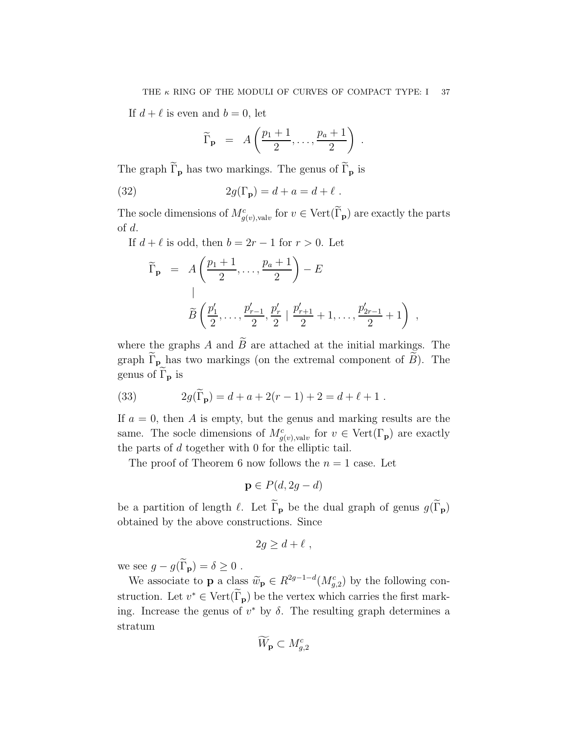If $d+\ell$ is even and $b=0$, let

$$\widetilde{\Gamma}_{\mathbf{p}} \;\; = \;\; A\left(\frac{p_1+1}{2}, \ldots, \frac{p_a+1}{2}\right) \; .$$

The graph $\widetilde{\Gamma}_{\mathbf{p}}$ has two markings. The genus of $\widetilde{\Gamma}_{\mathbf{p}}$ is

$$2g(\Gamma_{\mathbf{p}}) = d + a = d + \ell \; . \tag{32}$$

The socle dimensions of $M^c_{g(v),\mathrm{val}v}$ for $v \in \mathrm{Vert}(\widetilde{\Gamma}_{\mathbf{p}})$ are exactly the parts of $d$.

If $d+\ell$ is odd, then $b = 2r-1$ for $r > 0$. Let

$$\begin{aligned}
\widetilde{\Gamma}_{\mathbf{p}} \;\; = \;\; & A\left(\frac{p_1+1}{2}, \ldots, \frac{p_a+1}{2}\right) - E \\
& | \\
& \widetilde{B}\left(\frac{p'_1}{2}, \ldots, \frac{p'_{r-1}}{2}, \frac{p'_r}{2} \mid \frac{p'_{r+1}}{2}+1, \ldots, \frac{p'_{2r-1}}{2}+1\right) \; ,
\end{aligned}$$

where the graphs $A$ and $\widetilde{B}$ are attached at the initial markings. The graph $\widetilde{\Gamma}_{\mathbf{p}}$ has two markings (on the extremal component of $\widetilde{B}$). The genus of $\widetilde{\Gamma}_{\mathbf{p}}$ is

$$2g(\widetilde{\Gamma}_{\mathbf{p}}) = d + a + 2(r-1) + 2 = d + \ell + 1 \; . \tag{33}$$

If $a = 0$, then $A$ is empty, but the genus and marking results are the same. The socle dimensions of $M^c_{g(v),\mathrm{val}v}$ for $v \in \mathrm{Vert}(\Gamma_{\mathbf{p}})$ are exactly the parts of $d$ together with 0 for the elliptic tail.

The proof of Theorem 6 now follows the $n=1$ case. Let

$$\mathbf{p} \in P(d, 2g-d)$$

be a partition of length $\ell$. Let $\widetilde{\Gamma}_{\mathbf{p}}$ be the dual graph of genus $g(\widetilde{\Gamma}_{\mathbf{p}})$ obtained by the above constructions. Since

$$2g \geq d + \ell \; ,$$

we see $g - g(\widetilde{\Gamma}_{\mathbf{p}}) = \delta \geq 0$ .

We associate to $\mathbf{p}$ a class $\widetilde{w}_{\mathbf{p}} \in R^{2g-1-d}(M^c_{g,2})$ by the following construction. Let $v^* \in \mathrm{Vert}(\widetilde{\Gamma}_{\mathbf{p}})$ be the vertex which carries the first marking. Increase the genus of $v^*$ by $\delta$. The resulting graph determines a stratum

$$\widetilde{W}_{\mathbf{p}} \subset M^c_{g,2}$$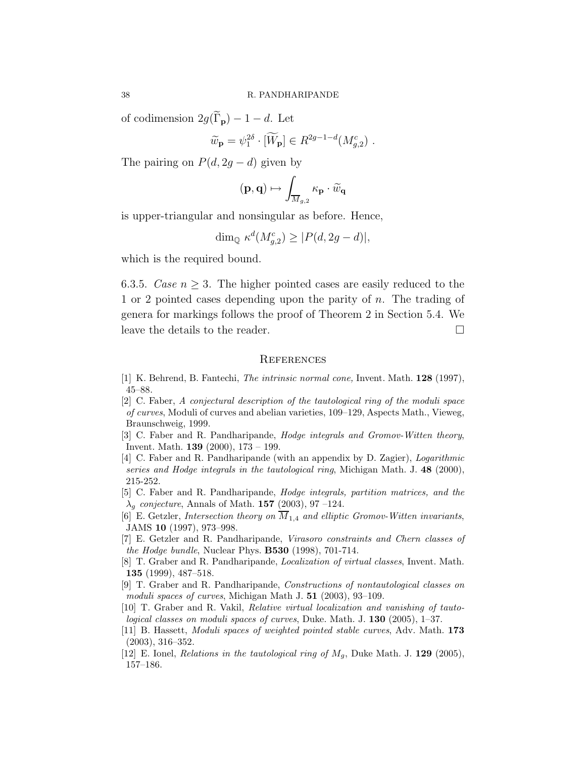of codimension $2g(\widetilde{\Gamma}_{\mathbf{p}}) - 1 - d$. Let

$$\widetilde{w}_{\mathbf{p}} = \psi_1^{2\delta} \cdot [\widetilde{W}_{\mathbf{p}}] \in R^{2g-1-d}(M_{g,2}^c) \ .$$

The pairing on $P(d, 2g-d)$ given by

$$(\mathbf{p}, \mathbf{q}) \mapsto \int_{\overline{M}_{g,2}} \kappa_{\mathbf{p}} \cdot \widetilde{w}_{\mathbf{q}}$$

is upper-triangular and nonsingular as before. Hence,

$$\dim_{\mathbb{Q}} \kappa^d(M_{g,2}^c) \geq |P(d, 2g-d)|,$$

which is the required bound.

6.3.5. *Case* $n \geq 3$. The higher pointed cases are easily reduced to the 1 or 2 pointed cases depending upon the parity of $n$. The trading of genera for markings follows the proof of Theorem 2 in Section 5.4. We leave the details to the reader. $\square$

## References

[1] K. Behrend, B. Fantechi, *The intrinsic normal cone,* Invent. Math. **128** (1997), 45–88.

[2] C. Faber, *A conjectural description of the tautological ring of the moduli space of curves*, Moduli of curves and abelian varieties, 109–129, Aspects Math., Vieweg, Braunschweig, 1999.

[3] C. Faber and R. Pandharipande, *Hodge integrals and Gromov-Witten theory*, Invent. Math. **139** (2000), 173 – 199.

[4] C. Faber and R. Pandharipande (with an appendix by D. Zagier), *Logarithmic series and Hodge integrals in the tautological ring*, Michigan Math. J. **48** (2000), 215-252.

[5] C. Faber and R. Pandharipande, *Hodge integrals, partition matrices, and the $\lambda_g$ conjecture*, Annals of Math. **157** (2003), 97 –124.

[6] E. Getzler, *Intersection theory on $\overline{M}_{1,4}$ and elliptic Gromov-Witten invariants*, JAMS **10** (1997), 973–998.

[7] E. Getzler and R. Pandharipande, *Virasoro constraints and Chern classes of the Hodge bundle*, Nuclear Phys. **B530** (1998), 701-714.

[8] T. Graber and R. Pandharipande, *Localization of virtual classes*, Invent. Math. **135** (1999), 487–518.

[9] T. Graber and R. Pandharipande, *Constructions of nontautological classes on moduli spaces of curves*, Michigan Math J. **51** (2003), 93–109.

[10] T. Graber and R. Vakil, *Relative virtual localization and vanishing of tautological classes on moduli spaces of curves*, Duke. Math. J. **130** (2005), 1–37.

[11] B. Hassett, *Moduli spaces of weighted pointed stable curves*, Adv. Math. **173** (2003), 316–352.

[12] E. Ionel, *Relations in the tautological ring of $M_g$*, Duke Math. J. **129** (2005), 157–186.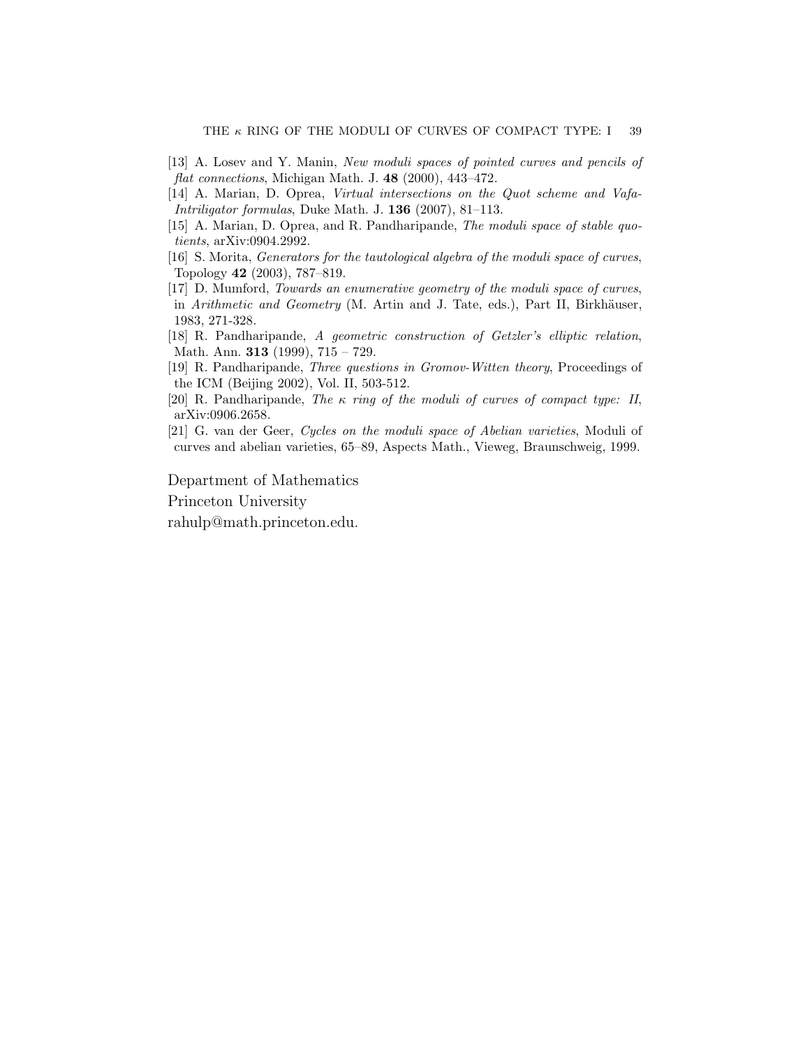[13] A. Losev and Y. Manin, *New moduli spaces of pointed curves and pencils of flat connections*, Michigan Math. J. **48** (2000), 443–472.

[14] A. Marian, D. Oprea, *Virtual intersections on the Quot scheme and Vafa-Intriligator formulas*, Duke Math. J. **136** (2007), 81–113.

[15] A. Marian, D. Oprea, and R. Pandharipande, *The moduli space of stable quotients*, arXiv:0904.2992.

[16] S. Morita, *Generators for the tautological algebra of the moduli space of curves*, Topology **42** (2003), 787–819.

[17] D. Mumford, *Towards an enumerative geometry of the moduli space of curves*, in *Arithmetic and Geometry* (M. Artin and J. Tate, eds.), Part II, Birkhäuser, 1983, 271-328.

[18] R. Pandharipande, *A geometric construction of Getzler's elliptic relation*, Math. Ann. **313** (1999), 715 – 729.

[19] R. Pandharipande, *Three questions in Gromov-Witten theory*, Proceedings of the ICM (Beijing 2002), Vol. II, 503-512.

[20] R. Pandharipande, *The $\kappa$ ring of the moduli of curves of compact type: II*, arXiv:0906.2658.

[21] G. van der Geer, *Cycles on the moduli space of Abelian varieties*, Moduli of curves and abelian varieties, 65–89, Aspects Math., Vieweg, Braunschweig, 1999.

Department of Mathematics
Princeton University
rahulp@math.princeton.edu.